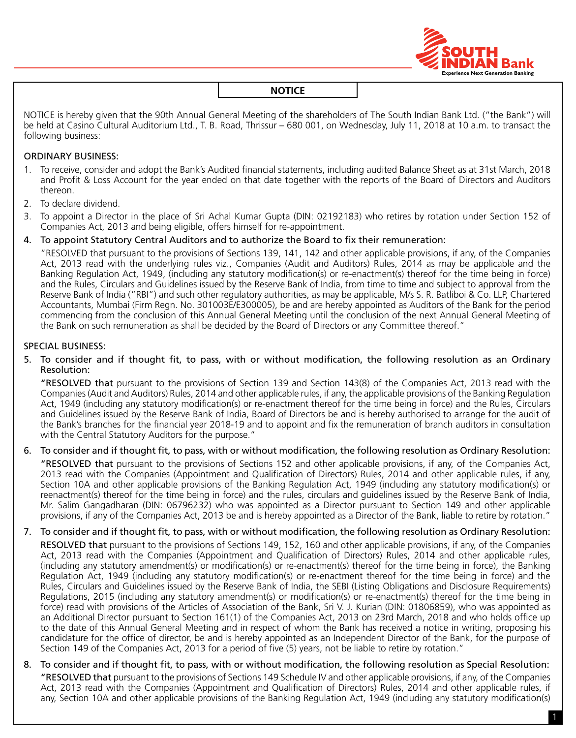# NOTICE

NOTICE is hereby given that the 90th Annual General Meeting of the shareholders of The South Indian Bank Ltd. ("the Bank") will be held at Casino Cultural Auditorium Ltd., T. B. Road, Thrissur – 680 001, on Wednesday, July 11, 2018 at 10 a.m. to transact the following business:

## ORDINARY BUSINESS:

1. To receive, consider and adopt the Bank's Audited financial statements, including audited Balance Sheet as at 31st March, 2018 and Profit & Loss Account for the year ended on that date together with the reports of the Board of Directors and Auditors thereon.
2. To declare dividend.
3. To appoint a Director in the place of Sri Achal Kumar Gupta (DIN: 02192183) who retires by rotation under Section 152 of Companies Act, 2013 and being eligible, offers himself for re-appointment.
4. To appoint Statutory Central Auditors and to authorize the Board to fix their remuneration:

   "RESOLVED that pursuant to the provisions of Sections 139, 141, 142 and other applicable provisions, if any, of the Companies Act, 2013 read with the underlying rules viz., Companies (Audit and Auditors) Rules, 2014 as may be applicable and the Banking Regulation Act, 1949, (including any statutory modification(s) or re-enactment(s) thereof for the time being in force) and the Rules, Circulars and Guidelines issued by the Reserve Bank of India, from time to time and subject to approval from the Reserve Bank of India ("RBI") and such other regulatory authorities, as may be applicable, M/s S. R. Batliboi & Co. LLP, Chartered Accountants, Mumbai (Firm Regn. No. 301003E/E300005), be and are hereby appointed as Auditors of the Bank for the period commencing from the conclusion of this Annual General Meeting until the conclusion of the next Annual General Meeting of the Bank on such remuneration as shall be decided by the Board of Directors or any Committee thereof."

## SPECIAL BUSINESS:

5. To consider and if thought fit, to pass, with or without modifications, the following resolution as an Ordinary Resolution:

   "**RESOLVED that** pursuant to the provisions of Section 139 and Section 143(8) of the Companies Act, 2013 read with the Companies (Audit and Auditors) Rules, 2014 and other applicable rules, if any, the applicable provisions of the Banking Regulation Act, 1949 (including any statutory modification(s) or re-enactment thereof for the time being in force) and the Rules, Circulars and Guidelines issued by the Reserve Bank of India, Board of Directors be and is hereby authorised to arrange for the audit of the Bank's branches for the financial year 2018-19 and to appoint and fix the remuneration of branch auditors in consultation with the Central Statutory Auditors for the purpose."

6. To consider and if thought fit, to pass, with or without modification, the following resolution as Ordinary Resolution:

   "**RESOLVED that** pursuant to the provisions of Sections 152 and other applicable provisions, if any, of the Companies Act, 2013 read with the Companies (Appointment and Qualification of Directors) Rules, 2014 and other applicable rules, if any, Section 10A and other applicable provisions of the Banking Regulation Act, 1949 (including any statutory modification(s) or reenactment(s) thereof for the time being in force) and the rules, circulars and guidelines issued by the Reserve Bank of India, Mr. Salim Gangadharan (DIN: 06796232) who was appointed as a Director pursuant to Section 149 and other applicable provisions, if any of the Companies Act, 2013 be and is hereby appointed as a Director of the Bank, liable to retire by rotation."

7. To consider and if thought fit, to pass, with or without modification, the following resolution as Ordinary Resolution:

   **RESOLVED that** pursuant to the provisions of Sections 149, 152, 160 and other applicable provisions, if any, of the Companies Act, 2013 read with the Companies (Appointment and Qualification of Directors) Rules, 2014 and other applicable rules, (including any statutory amendment(s) or modification(s) or re-enactment(s) thereof for the time being in force), the Banking Regulation Act, 1949 (including any statutory modification(s) or re-enactment thereof for the time being in force) and the Rules, Circulars and Guidelines issued by the Reserve Bank of India, the SEBI (Listing Obligations and Disclosure Requirements) Regulations, 2015 (including any statutory amendment(s) or modification(s) or re-enactment(s) thereof for the time being in force) read with provisions of the Articles of Association of the Bank, Sri V. J. Kurian (DIN: 01806859), who was appointed as an Additional Director pursuant to Section 161(1) of the Companies Act, 2013 on 23rd March, 2018 and who holds office up to the date of this Annual General Meeting and in respect of whom the Bank has received a notice in writing, proposing his candidature for the office of director, be and is hereby appointed as an Independent Director of the Bank, for the purpose of Section 149 of the Companies Act, 2013 for a period of five (5) years, not be liable to retire by rotation."

8. To consider and if thought fit, to pass, with or without modification, the following resolution as Special Resolution:

   "**RESOLVED that** pursuant to the provisions of Sections 149 Schedule IV and other applicable provisions, if any, of the Companies Act, 2013 read with the Companies (Appointment and Qualification of Directors) Rules, 2014 and other applicable rules, if any, Section 10A and other applicable provisions of the Banking Regulation Act, 1949 (including any statutory modification(s)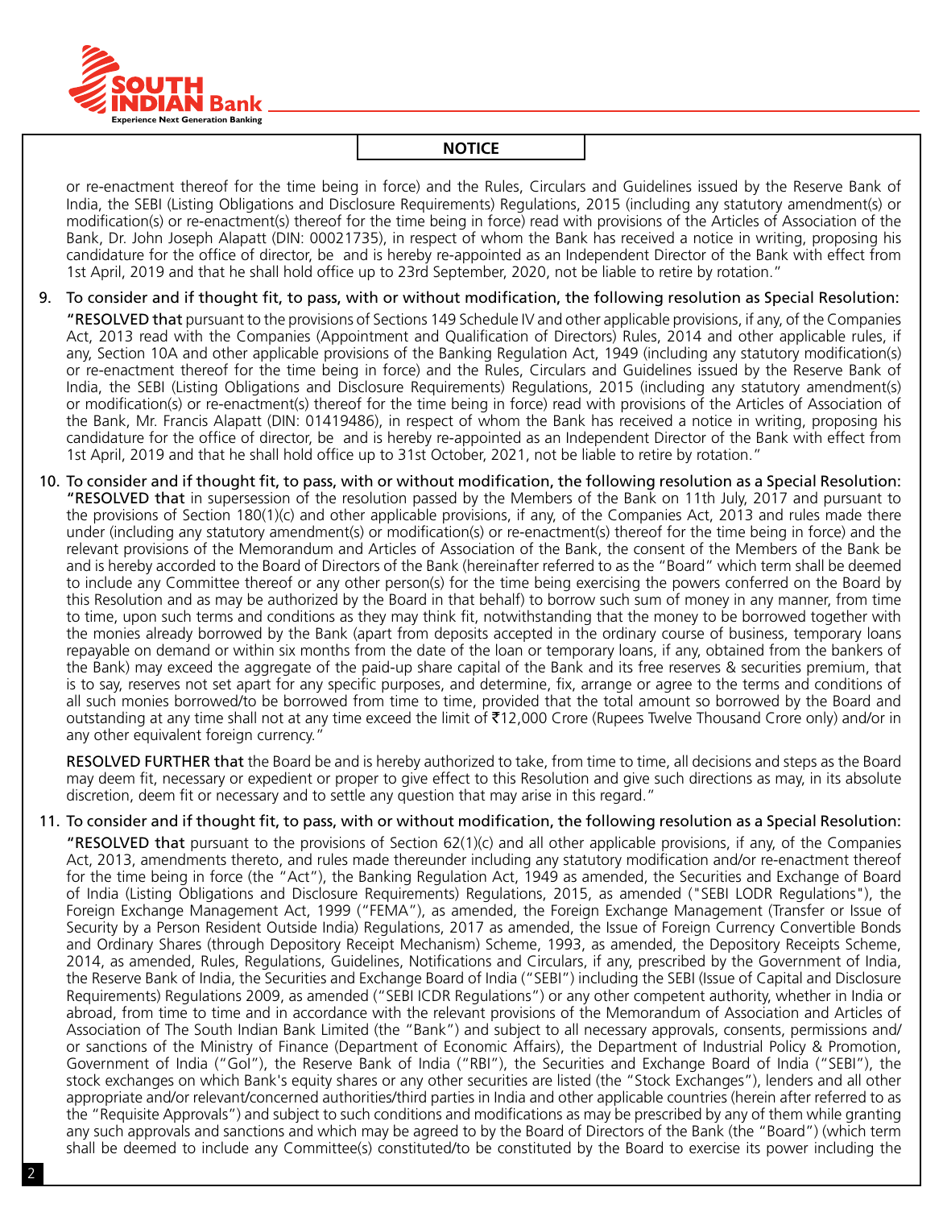## NOTICE

or re-enactment thereof for the time being in force) and the Rules, Circulars and Guidelines issued by the Reserve Bank of India, the SEBI (Listing Obligations and Disclosure Requirements) Regulations, 2015 (including any statutory amendment(s) or modification(s) or re-enactment(s) thereof for the time being in force) read with provisions of the Articles of Association of the Bank, Dr. John Joseph Alapatt (DIN: 00021735), in respect of whom the Bank has received a notice in writing, proposing his candidature for the office of director, be and is hereby re-appointed as an Independent Director of the Bank with effect from 1st April, 2019 and that he shall hold office up to 23rd September, 2020, not be liable to retire by rotation."

9. To consider and if thought fit, to pass, with or without modification, the following resolution as Special Resolution:

   **"RESOLVED that** pursuant to the provisions of Sections 149 Schedule IV and other applicable provisions, if any, of the Companies Act, 2013 read with the Companies (Appointment and Qualification of Directors) Rules, 2014 and other applicable rules, if any, Section 10A and other applicable provisions of the Banking Regulation Act, 1949 (including any statutory modification(s) or re-enactment thereof for the time being in force) and the Rules, Circulars and Guidelines issued by the Reserve Bank of India, the SEBI (Listing Obligations and Disclosure Requirements) Regulations, 2015 (including any statutory amendment(s) or modification(s) or re-enactment(s) thereof for the time being in force) read with provisions of the Articles of Association of the Bank, Mr. Francis Alapatt (DIN: 01419486), in respect of whom the Bank has received a notice in writing, proposing his candidature for the office of director, be and is hereby re-appointed as an Independent Director of the Bank with effect from 1st April, 2019 and that he shall hold office up to 31st October, 2021, not be liable to retire by rotation."

10. To consider and if thought fit, to pass, with or without modification, the following resolution as a Special Resolution:

    **"RESOLVED that** in supersession of the resolution passed by the Members of the Bank on 11th July, 2017 and pursuant to the provisions of Section 180(1)(c) and other applicable provisions, if any, of the Companies Act, 2013 and rules made there under (including any statutory amendment(s) or modification(s) or re-enactment(s) thereof for the time being in force) and the relevant provisions of the Memorandum and Articles of Association of the Bank, the consent of the Members of the Bank be and is hereby accorded to the Board of Directors of the Bank (hereinafter referred to as the "Board" which term shall be deemed to include any Committee thereof or any other person(s) for the time being exercising the powers conferred on the Board by this Resolution and as may be authorized by the Board in that behalf) to borrow such sum of money in any manner, from time to time, upon such terms and conditions as they may think fit, notwithstanding that the money to be borrowed together with the monies already borrowed by the Bank (apart from deposits accepted in the ordinary course of business, temporary loans repayable on demand or within six months from the date of the loan or temporary loans, if any, obtained from the bankers of the Bank) may exceed the aggregate of the paid-up share capital of the Bank and its free reserves & securities premium, that is to say, reserves not set apart for any specific purposes, and determine, fix, arrange or agree to the terms and conditions of all such monies borrowed/to be borrowed from time to time, provided that the total amount so borrowed by the Board and outstanding at any time shall not at any time exceed the limit of ₹12,000 Crore (Rupees Twelve Thousand Crore only) and/or in any other equivalent foreign currency."

    **RESOLVED FURTHER that** the Board be and is hereby authorized to take, from time to time, all decisions and steps as the Board may deem fit, necessary or expedient or proper to give effect to this Resolution and give such directions as may, in its absolute discretion, deem fit or necessary and to settle any question that may arise in this regard."

11. To consider and if thought fit, to pass, with or without modification, the following resolution as a Special Resolution:

    **"RESOLVED that** pursuant to the provisions of Section 62(1)(c) and all other applicable provisions, if any, of the Companies Act, 2013, amendments thereto, and rules made thereunder including any statutory modification and/or re-enactment thereof for the time being in force (the "Act"), the Banking Regulation Act, 1949 as amended, the Securities and Exchange of Board of India (Listing Obligations and Disclosure Requirements) Regulations, 2015, as amended ("SEBI LODR Regulations"), the Foreign Exchange Management Act, 1999 ("FEMA"), as amended, the Foreign Exchange Management (Transfer or Issue of Security by a Person Resident Outside India) Regulations, 2017 as amended, the Issue of Foreign Currency Convertible Bonds and Ordinary Shares (through Depository Receipt Mechanism) Scheme, 1993, as amended, the Depository Receipts Scheme, 2014, as amended, Rules, Regulations, Guidelines, Notifications and Circulars, if any, prescribed by the Government of India, the Reserve Bank of India, the Securities and Exchange Board of India ("SEBI") including the SEBI (Issue of Capital and Disclosure Requirements) Regulations 2009, as amended ("SEBI ICDR Regulations") or any other competent authority, whether in India or abroad, from time to time and in accordance with the relevant provisions of the Memorandum of Association and Articles of Association of The South Indian Bank Limited (the "Bank") and subject to all necessary approvals, consents, permissions and/or sanctions of the Ministry of Finance (Department of Economic Affairs), the Department of Industrial Policy & Promotion, Government of India ("GoI"), the Reserve Bank of India ("RBI"), the Securities and Exchange Board of India ("SEBI"), the stock exchanges on which Bank's equity shares or any other securities are listed (the "Stock Exchanges"), lenders and all other appropriate and/or relevant/concerned authorities/third parties in India and other applicable countries (herein after referred to as the "Requisite Approvals") and subject to such conditions and modifications as may be prescribed by any of them while granting any such approvals and sanctions and which may be agreed to by the Board of Directors of the Bank (the "Board") (which term shall be deemed to include any Committee(s) constituted/to be constituted by the Board to exercise its power including the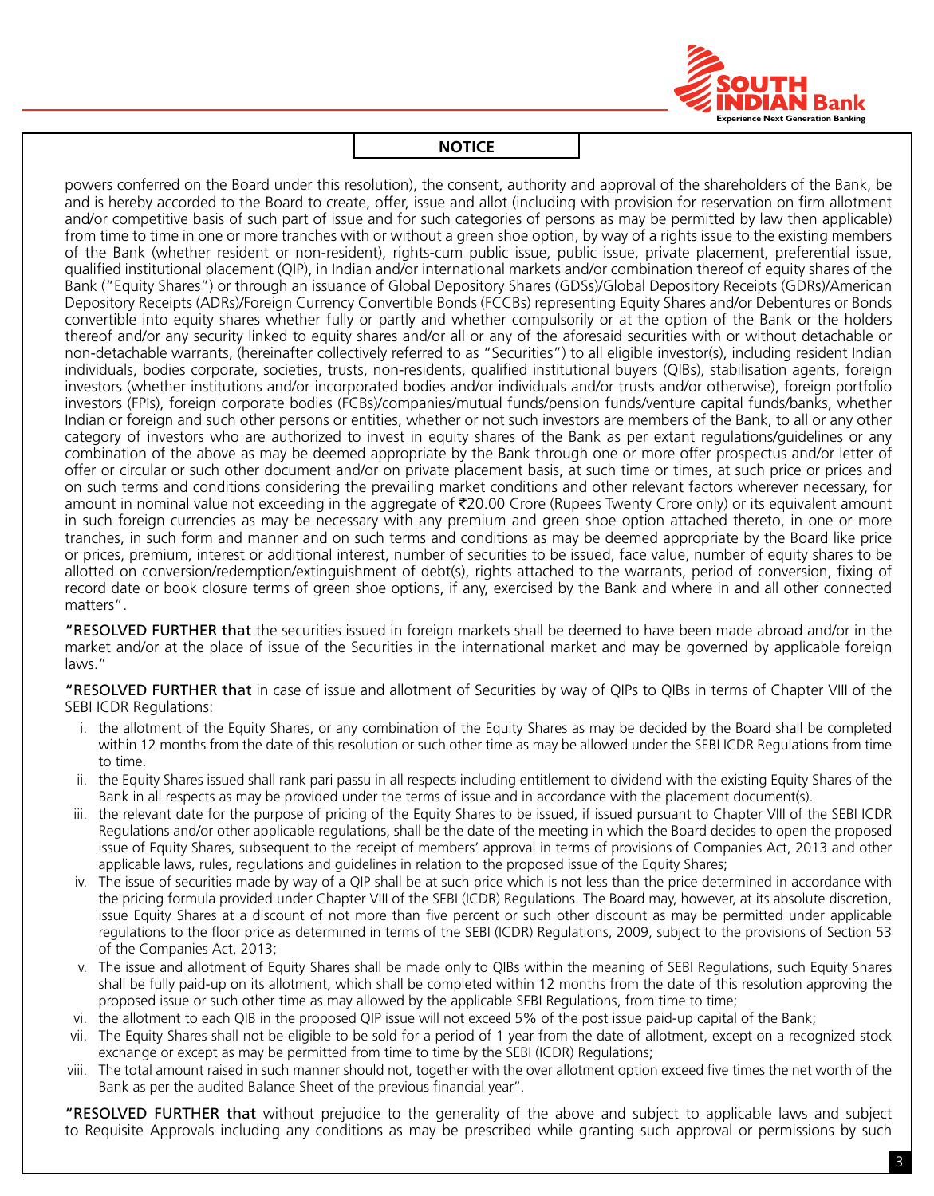**NOTICE**

powers conferred on the Board under this resolution), the consent, authority and approval of the shareholders of the Bank, be and is hereby accorded to the Board to create, offer, issue and allot (including with provision for reservation on firm allotment and/or competitive basis of such part of issue and for such categories of persons as may be permitted by law then applicable) from time to time in one or more tranches with or without a green shoe option, by way of a rights issue to the existing members of the Bank (whether resident or non-resident), rights-cum public issue, public issue, private placement, preferential issue, qualified institutional placement (QIP), in Indian and/or international markets and/or combination thereof of equity shares of the Bank ("Equity Shares") or through an issuance of Global Depository Shares (GDSs)/Global Depository Receipts (GDRs)/American Depository Receipts (ADRs)/Foreign Currency Convertible Bonds (FCCBs) representing Equity Shares and/or Debentures or Bonds convertible into equity shares whether fully or partly and whether compulsorily or at the option of the Bank or the holders thereof and/or any security linked to equity shares and/or all or any of the aforesaid securities with or without detachable or non-detachable warrants, (hereinafter collectively referred to as "Securities") to all eligible investor(s), including resident Indian individuals, bodies corporate, societies, trusts, non-residents, qualified institutional buyers (QIBs), stabilisation agents, foreign investors (whether institutions and/or incorporated bodies and/or individuals and/or trusts and/or otherwise), foreign portfolio investors (FPIs), foreign corporate bodies (FCBs)/companies/mutual funds/pension funds/venture capital funds/banks, whether Indian or foreign and such other persons or entities, whether or not such investors are members of the Bank, to all or any other category of investors who are authorized to invest in equity shares of the Bank as per extant regulations/guidelines or any combination of the above as may be deemed appropriate by the Bank through one or more offer prospectus and/or letter of offer or circular or such other document and/or on private placement basis, at such time or times, at such price or prices and on such terms and conditions considering the prevailing market conditions and other relevant factors wherever necessary, for amount in nominal value not exceeding in the aggregate of ₹20.00 Crore (Rupees Twenty Crore only) or its equivalent amount in such foreign currencies as may be necessary with any premium and green shoe option attached thereto, in one or more tranches, in such form and manner and on such terms and conditions as may be deemed appropriate by the Board like price or prices, premium, interest or additional interest, number of securities to be issued, face value, number of equity shares to be allotted on conversion/redemption/extinguishment of debt(s), rights attached to the warrants, period of conversion, fixing of record date or book closure terms of green shoe options, if any, exercised by the Bank and where in and all other connected matters".

"**RESOLVED FURTHER that** the securities issued in foreign markets shall be deemed to have been made abroad and/or in the market and/or at the place of issue of the Securities in the international market and may be governed by applicable foreign laws."

"**RESOLVED FURTHER that** in case of issue and allotment of Securities by way of QIPs to QIBs in terms of Chapter VIII of the SEBI ICDR Regulations:

i. the allotment of the Equity Shares, or any combination of the Equity Shares as may be decided by the Board shall be completed within 12 months from the date of this resolution or such other time as may be allowed under the SEBI ICDR Regulations from time to time.

ii. the Equity Shares issued shall rank pari passu in all respects including entitlement to dividend with the existing Equity Shares of the Bank in all respects as may be provided under the terms of issue and in accordance with the placement document(s).

iii. the relevant date for the purpose of pricing of the Equity Shares to be issued, if issued pursuant to Chapter VIII of the SEBI ICDR Regulations and/or other applicable regulations, shall be the date of the meeting in which the Board decides to open the proposed issue of Equity Shares, subsequent to the receipt of members' approval in terms of provisions of Companies Act, 2013 and other applicable laws, rules, regulations and guidelines in relation to the proposed issue of the Equity Shares;

iv. The issue of securities made by way of a QIP shall be at such price which is not less than the price determined in accordance with the pricing formula provided under Chapter VIII of the SEBI (ICDR) Regulations. The Board may, however, at its absolute discretion, issue Equity Shares at a discount of not more than five percent or such other discount as may be permitted under applicable regulations to the floor price as determined in terms of the SEBI (ICDR) Regulations, 2009, subject to the provisions of Section 53 of the Companies Act, 2013;

v. The issue and allotment of Equity Shares shall be made only to QIBs within the meaning of SEBI Regulations, such Equity Shares shall be fully paid-up on its allotment, which shall be completed within 12 months from the date of this resolution approving the proposed issue or such other time as may allowed by the applicable SEBI Regulations, from time to time;

vi. the allotment to each QIB in the proposed QIP issue will not exceed 5% of the post issue paid-up capital of the Bank;

vii. The Equity Shares shall not be eligible to be sold for a period of 1 year from the date of allotment, except on a recognized stock exchange or except as may be permitted from time to time by the SEBI (ICDR) Regulations;

viii. The total amount raised in such manner should not, together with the over allotment option exceed five times the net worth of the Bank as per the audited Balance Sheet of the previous financial year".

"**RESOLVED FURTHER that** without prejudice to the generality of the above and subject to applicable laws and subject to Requisite Approvals including any conditions as may be prescribed while granting such approval or permissions by such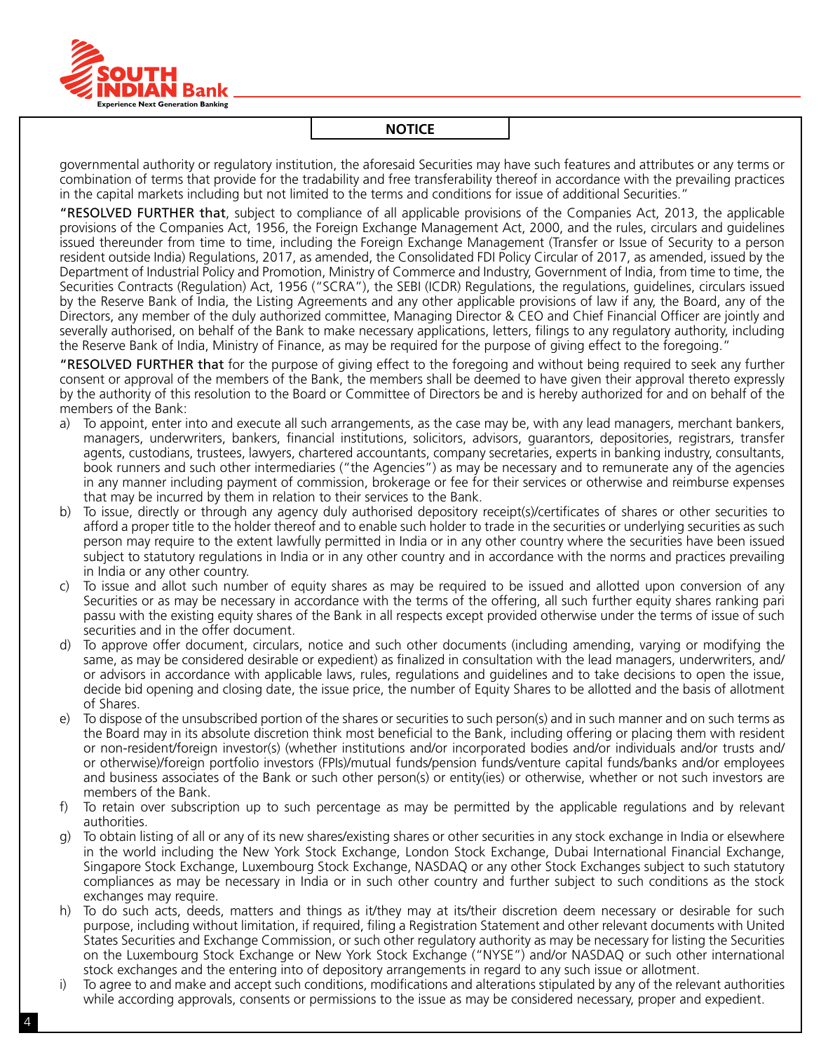## NOTICE

governmental authority or regulatory institution, the aforesaid Securities may have such features and attributes or any terms or combination of terms that provide for the tradability and free transferability thereof in accordance with the prevailing practices in the capital markets including but not limited to the terms and conditions for issue of additional Securities."

"**RESOLVED FURTHER that**, subject to compliance of all applicable provisions of the Companies Act, 2013, the applicable provisions of the Companies Act, 1956, the Foreign Exchange Management Act, 2000, and the rules, circulars and guidelines issued thereunder from time to time, including the Foreign Exchange Management (Transfer or Issue of Security to a person resident outside India) Regulations, 2017, as amended, the Consolidated FDI Policy Circular of 2017, as amended, issued by the Department of Industrial Policy and Promotion, Ministry of Commerce and Industry, Government of India, from time to time, the Securities Contracts (Regulation) Act, 1956 ("SCRA"), the SEBI (ICDR) Regulations, the regulations, guidelines, circulars issued by the Reserve Bank of India, the Listing Agreements and any other applicable provisions of law if any, the Board, any of the Directors, any member of the duly authorized committee, Managing Director & CEO and Chief Financial Officer are jointly and severally authorised, on behalf of the Bank to make necessary applications, letters, filings to any regulatory authority, including the Reserve Bank of India, Ministry of Finance, as may be required for the purpose of giving effect to the foregoing."

"**RESOLVED FURTHER that** for the purpose of giving effect to the foregoing and without being required to seek any further consent or approval of the members of the Bank, the members shall be deemed to have given their approval thereto expressly by the authority of this resolution to the Board or Committee of Directors be and is hereby authorized for and on behalf of the members of the Bank:

a) To appoint, enter into and execute all such arrangements, as the case may be, with any lead managers, merchant bankers, managers, underwriters, bankers, financial institutions, solicitors, advisors, guarantors, depositories, registrars, transfer agents, custodians, trustees, lawyers, chartered accountants, company secretaries, experts in banking industry, consultants, book runners and such other intermediaries ("the Agencies") as may be necessary and to remunerate any of the agencies in any manner including payment of commission, brokerage or fee for their services or otherwise and reimburse expenses that may be incurred by them in relation to their services to the Bank.

b) To issue, directly or through any agency duly authorised depository receipt(s)/certificates of shares or other securities to afford a proper title to the holder thereof and to enable such holder to trade in the securities or underlying securities as such person may require to the extent lawfully permitted in India or in any other country where the securities have been issued subject to statutory regulations in India or in any other country and in accordance with the norms and practices prevailing in India or any other country.

c) To issue and allot such number of equity shares as may be required to be issued and allotted upon conversion of any Securities or as may be necessary in accordance with the terms of the offering, all such further equity shares ranking pari passu with the existing equity shares of the Bank in all respects except provided otherwise under the terms of issue of such securities and in the offer document.

d) To approve offer document, circulars, notice and such other documents (including amending, varying or modifying the same, as may be considered desirable or expedient) as finalized in consultation with the lead managers, underwriters, and/or advisors in accordance with applicable laws, rules, regulations and guidelines and to take decisions to open the issue, decide bid opening and closing date, the issue price, the number of Equity Shares to be allotted and the basis of allotment of Shares.

e) To dispose of the unsubscribed portion of the shares or securities to such person(s) and in such manner and on such terms as the Board may in its absolute discretion think most beneficial to the Bank, including offering or placing them with resident or non-resident/foreign investor(s) (whether institutions and/or incorporated bodies and/or individuals and/or trusts and/or otherwise)/foreign portfolio investors (FPIs)/mutual funds/pension funds/venture capital funds/banks and/or employees and business associates of the Bank or such other person(s) or entity(ies) or otherwise, whether or not such investors are members of the Bank.

f) To retain over subscription up to such percentage as may be permitted by the applicable regulations and by relevant authorities.

g) To obtain listing of all or any of its new shares/existing shares or other securities in any stock exchange in India or elsewhere in the world including the New York Stock Exchange, London Stock Exchange, Dubai International Financial Exchange, Singapore Stock Exchange, Luxembourg Stock Exchange, NASDAQ or any other Stock Exchanges subject to such statutory compliances as may be necessary in India or in such other country and further subject to such conditions as the stock exchanges may require.

h) To do such acts, deeds, matters and things as it/they may at its/their discretion deem necessary or desirable for such purpose, including without limitation, if required, filing a Registration Statement and other relevant documents with United States Securities and Exchange Commission, or such other regulatory authority as may be necessary for listing the Securities on the Luxembourg Stock Exchange or New York Stock Exchange ("NYSE") and/or NASDAQ or such other international stock exchanges and the entering into of depository arrangements in regard to any such issue or allotment.

i) To agree to and make and accept such conditions, modifications and alterations stipulated by any of the relevant authorities while according approvals, consents or permissions to the issue as may be considered necessary, proper and expedient.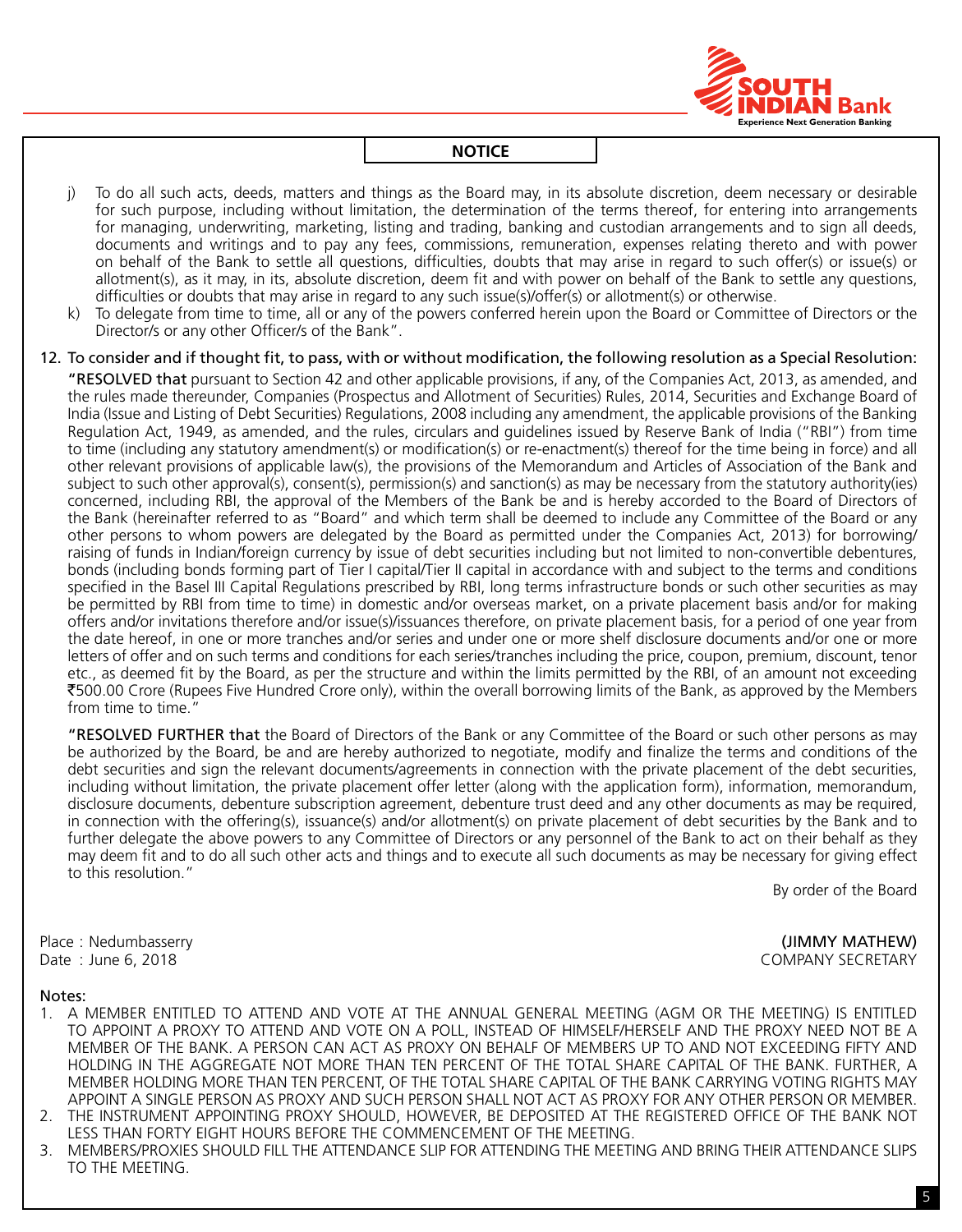## NOTICE

j) To do all such acts, deeds, matters and things as the Board may, in its absolute discretion, deem necessary or desirable for such purpose, including without limitation, the determination of the terms thereof, for entering into arrangements for managing, underwriting, marketing, listing and trading, banking and custodian arrangements and to sign all deeds, documents and writings and to pay any fees, commissions, remuneration, expenses relating thereto and with power on behalf of the Bank to settle all questions, difficulties, doubts that may arise in regard to such offer(s) or issue(s) or allotment(s), as it may, in its, absolute discretion, deem fit and with power on behalf of the Bank to settle any questions, difficulties or doubts that may arise in regard to any such issue(s)/offer(s) or allotment(s) or otherwise.

k) To delegate from time to time, all or any of the powers conferred herein upon the Board or Committee of Directors or the Director/s or any other Officer/s of the Bank".

12. To consider and if thought fit, to pass, with or without modification, the following resolution as a Special Resolution:

**"RESOLVED that** pursuant to Section 42 and other applicable provisions, if any, of the Companies Act, 2013, as amended, and the rules made thereunder, Companies (Prospectus and Allotment of Securities) Rules, 2014, Securities and Exchange Board of India (Issue and Listing of Debt Securities) Regulations, 2008 including any amendment, the applicable provisions of the Banking Regulation Act, 1949, as amended, and the rules, circulars and guidelines issued by Reserve Bank of India ("RBI") from time to time (including any statutory amendment(s) or modification(s) or re-enactment(s) thereof for the time being in force) and all other relevant provisions of applicable law(s), the provisions of the Memorandum and Articles of Association of the Bank and subject to such other approval(s), consent(s), permission(s) and sanction(s) as may be necessary from the statutory authority(ies) concerned, including RBI, the approval of the Members of the Bank be and is hereby accorded to the Board of Directors of the Bank (hereinafter referred to as "Board" and which term shall be deemed to include any Committee of the Board or any other persons to whom powers are delegated by the Board as permitted under the Companies Act, 2013) for borrowing/ raising of funds in Indian/foreign currency by issue of debt securities including but not limited to non-convertible debentures, bonds (including bonds forming part of Tier I capital/Tier II capital in accordance with and subject to the terms and conditions specified in the Basel III Capital Regulations prescribed by RBI, long terms infrastructure bonds or such other securities as may be permitted by RBI from time to time) in domestic and/or overseas market, on a private placement basis and/or for making offers and/or invitations therefore and/or issue(s)/issuances therefore, on private placement basis, for a period of one year from the date hereof, in one or more tranches and/or series and under one or more shelf disclosure documents and/or one or more letters of offer and on such terms and conditions for each series/tranches including the price, coupon, premium, discount, tenor etc., as deemed fit by the Board, as per the structure and within the limits permitted by the RBI, of an amount not exceeding ₹500.00 Crore (Rupees Five Hundred Crore only), within the overall borrowing limits of the Bank, as approved by the Members from time to time."

**"RESOLVED FURTHER that** the Board of Directors of the Bank or any Committee of the Board or such other persons as may be authorized by the Board, be and are hereby authorized to negotiate, modify and finalize the terms and conditions of the debt securities and sign the relevant documents/agreements in connection with the private placement of the debt securities, including without limitation, the private placement offer letter (along with the application form), information, memorandum, disclosure documents, debenture subscription agreement, debenture trust deed and any other documents as may be required, in connection with the offering(s), issuance(s) and/or allotment(s) on private placement of debt securities by the Bank and to further delegate the above powers to any Committee of Directors or any personnel of the Bank to act on their behalf as they may deem fit and to do all such other acts and things and to execute all such documents as may be necessary for giving effect to this resolution."

By order of the Board

Place : Nedumbasserry
Date : June 6, 2018

**(JIMMY MATHEW)**
COMPANY SECRETARY

**Notes:**

1. A MEMBER ENTITLED TO ATTEND AND VOTE AT THE ANNUAL GENERAL MEETING (AGM OR THE MEETING) IS ENTITLED TO APPOINT A PROXY TO ATTEND AND VOTE ON A POLL, INSTEAD OF HIMSELF/HERSELF AND THE PROXY NEED NOT BE A MEMBER OF THE BANK. A PERSON CAN ACT AS PROXY ON BEHALF OF MEMBERS UP TO AND NOT EXCEEDING FIFTY AND HOLDING IN THE AGGREGATE NOT MORE THAN TEN PERCENT OF THE TOTAL SHARE CAPITAL OF THE BANK. FURTHER, A MEMBER HOLDING MORE THAN TEN PERCENT, OF THE TOTAL SHARE CAPITAL OF THE BANK CARRYING VOTING RIGHTS MAY APPOINT A SINGLE PERSON AS PROXY AND SUCH PERSON SHALL NOT ACT AS PROXY FOR ANY OTHER PERSON OR MEMBER.
2. THE INSTRUMENT APPOINTING PROXY SHOULD, HOWEVER, BE DEPOSITED AT THE REGISTERED OFFICE OF THE BANK NOT LESS THAN FORTY EIGHT HOURS BEFORE THE COMMENCEMENT OF THE MEETING.
3. MEMBERS/PROXIES SHOULD FILL THE ATTENDANCE SLIP FOR ATTENDING THE MEETING AND BRING THEIR ATTENDANCE SLIPS TO THE MEETING.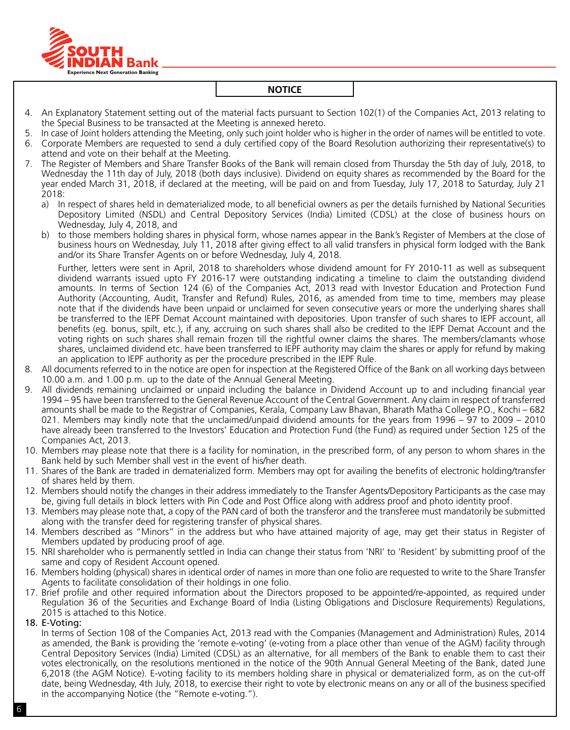## NOTICE

4. An Explanatory Statement setting out of the material facts pursuant to Section 102(1) of the Companies Act, 2013 relating to the Special Business to be transacted at the Meeting is annexed hereto.
5. In case of Joint holders attending the Meeting, only such joint holder who is higher in the order of names will be entitled to vote.
6. Corporate Members are requested to send a duly certified copy of the Board Resolution authorizing their representative(s) to attend and vote on their behalf at the Meeting.
7. The Register of Members and Share Transfer Books of the Bank will remain closed from Thursday the 5th day of July, 2018, to Wednesday the 11th day of July, 2018 (both days inclusive). Dividend on equity shares as recommended by the Board for the year ended March 31, 2018, if declared at the meeting, will be paid on and from Tuesday, July 17, 2018 to Saturday, July 21 2018:
   a) In respect of shares held in dematerialized mode, to all beneficial owners as per the details furnished by National Securities Depository Limited (NSDL) and Central Depository Services (India) Limited (CDSL) at the close of business hours on Wednesday, July 4, 2018, and
   b) to those members holding shares in physical form, whose names appear in the Bank's Register of Members at the close of business hours on Wednesday, July 11, 2018 after giving effect to all valid transfers in physical form lodged with the Bank and/or its Share Transfer Agents on or before Wednesday, July 4, 2018.

   Further, letters were sent in April, 2018 to shareholders whose dividend amount for FY 2010-11 as well as subsequent dividend warrants issued upto FY 2016-17 were outstanding indicating a timeline to claim the outstanding dividend amounts. In terms of Section 124 (6) of the Companies Act, 2013 read with Investor Education and Protection Fund Authority (Accounting, Audit, Transfer and Refund) Rules, 2016, as amended from time to time, members may please note that if the dividends have been unpaid or unclaimed for seven consecutive years or more the underlying shares shall be transferred to the IEPF Demat Account maintained with depositories. Upon transfer of such shares to IEPF account, all benefits (eg. bonus, spilt, etc.), if any, accruing on such shares shall also be credited to the IEPF Demat Account and the voting rights on such shares shall remain frozen till the rightful owner claims the shares. The members/clamants whose shares, unclaimed dividend etc. have been transferred to IEPF authority may claim the shares or apply for refund by making an application to IEPF authority as per the procedure prescribed in the IEPF Rule.
8. All documents referred to in the notice are open for inspection at the Registered Office of the Bank on all working days between 10.00 a.m. and 1.00 p.m. up to the date of the Annual General Meeting.
9. All dividends remaining unclaimed or unpaid including the balance in Dividend Account up to and including financial year 1994 – 95 have been transferred to the General Revenue Account of the Central Government. Any claim in respect of transferred amounts shall be made to the Registrar of Companies, Kerala, Company Law Bhavan, Bharath Matha College P.O., Kochi – 682 021. Members may kindly note that the unclaimed/unpaid dividend amounts for the years from 1996 – 97 to 2009 – 2010 have already been transferred to the Investors' Education and Protection Fund (the Fund) as required under Section 125 of the Companies Act, 2013.
10. Members may please note that there is a facility for nomination, in the prescribed form, of any person to whom shares in the Bank held by such Member shall vest in the event of his/her death.
11. Shares of the Bank are traded in dematerialized form. Members may opt for availing the benefits of electronic holding/transfer of shares held by them.
12. Members should notify the changes in their address immediately to the Transfer Agents/Depository Participants as the case may be, giving full details in block letters with Pin Code and Post Office along with address proof and photo identity proof.
13. Members may please note that, a copy of the PAN card of both the transferor and the transferee must mandatorily be submitted along with the transfer deed for registering transfer of physical shares.
14. Members described as "Minors" in the address but who have attained majority of age, may get their status in Register of Members updated by producing proof of age.
15. NRI shareholder who is permanently settled in India can change their status from 'NRI' to 'Resident' by submitting proof of the same and copy of Resident Account opened.
16. Members holding (physical) shares in identical order of names in more than one folio are requested to write to the Share Transfer Agents to facilitate consolidation of their holdings in one folio.
17. Brief profile and other required information about the Directors proposed to be appointed/re-appointed, as required under Regulation 36 of the Securities and Exchange Board of India (Listing Obligations and Disclosure Requirements) Regulations, 2015 is attached to this Notice.
18. **E-Voting:**

    In terms of Section 108 of the Companies Act, 2013 read with the Companies (Management and Administration) Rules, 2014 as amended, the Bank is providing the 'remote e-voting' (e-voting from a place other than venue of the AGM) facility through Central Depository Services (India) Limited (CDSL) as an alternative, for all members of the Bank to enable them to cast their votes electronically, on the resolutions mentioned in the notice of the 90th Annual General Meeting of the Bank, dated June 6,2018 (the AGM Notice). E-voting facility to its members holding share in physical or dematerialized form, as on the cut-off date, being Wednesday, 4th July, 2018, to exercise their right to vote by electronic means on any or all of the business specified in the accompanying Notice (the "Remote e-voting.").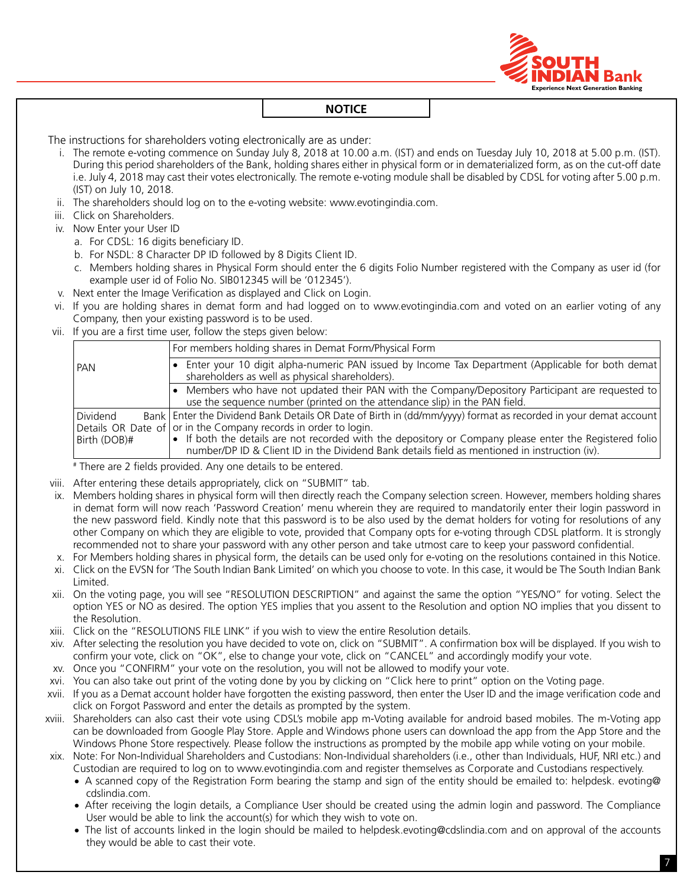## NOTICE

The instructions for shareholders voting electronically are as under:

i. The remote e-voting commence on Sunday July 8, 2018 at 10.00 a.m. (IST) and ends on Tuesday July 10, 2018 at 5.00 p.m. (IST). During this period shareholders of the Bank, holding shares either in physical form or in dematerialized form, as on the cut-off date i.e. July 4, 2018 may cast their votes electronically. The remote e-voting module shall be disabled by CDSL for voting after 5.00 p.m. (IST) on July 10, 2018.

ii. The shareholders should log on to the e-voting website: www.evotingindia.com.

iii. Click on Shareholders.

iv. Now Enter your User ID
   a. For CDSL: 16 digits beneficiary ID.
   b. For NSDL: 8 Character DP ID followed by 8 Digits Client ID.
   c. Members holding shares in Physical Form should enter the 6 digits Folio Number registered with the Company as user id (for example user id of Folio No. SIB012345 will be '012345').

v. Next enter the Image Verification as displayed and Click on Login.

vi. If you are holding shares in demat form and had logged on to www.evotingindia.com and voted on an earlier voting of any Company, then your existing password is to be used.

vii. If you are a first time user, follow the steps given below:

| | For members holding shares in Demat Form/Physical Form |
|---|---|
| PAN | • Enter your 10 digit alpha-numeric PAN issued by Income Tax Department (Applicable for both demat shareholders as well as physical shareholders). |
| | • Members who have not updated their PAN with the Company/Depository Participant are requested to use the sequence number (printed on the attendance slip) in the PAN field. |
| Dividend Bank Details OR Date of Birth (DOB)# | Enter the Dividend Bank Details OR Date of Birth in (dd/mm/yyyy) format as recorded in your demat account or in the Company records in order to login. • If both the details are not recorded with the depository or Company please enter the Registered folio number/DP ID & Client ID in the Dividend Bank details field as mentioned in instruction (iv). |

# There are 2 fields provided. Any one details to be entered.

viii. After entering these details appropriately, click on "SUBMIT" tab.

ix. Members holding shares in physical form will then directly reach the Company selection screen. However, members holding shares in demat form will now reach 'Password Creation' menu wherein they are required to mandatorily enter their login password in the new password field. Kindly note that this password is to be also used by the demat holders for voting for resolutions of any other Company on which they are eligible to vote, provided that Company opts for e-voting through CDSL platform. It is strongly recommended not to share your password with any other person and take utmost care to keep your password confidential.

x. For Members holding shares in physical form, the details can be used only for e-voting on the resolutions contained in this Notice.

xi. Click on the EVSN for 'The South Indian Bank Limited' on which you choose to vote. In this case, it would be The South Indian Bank Limited.

xii. On the voting page, you will see "RESOLUTION DESCRIPTION" and against the same the option "YES/NO" for voting. Select the option YES or NO as desired. The option YES implies that you assent to the Resolution and option NO implies that you dissent to the Resolution.

xiii. Click on the "RESOLUTIONS FILE LINK" if you wish to view the entire Resolution details.

xiv. After selecting the resolution you have decided to vote on, click on "SUBMIT". A confirmation box will be displayed. If you wish to confirm your vote, click on "OK", else to change your vote, click on "CANCEL" and accordingly modify your vote.

xv. Once you "CONFIRM" your vote on the resolution, you will not be allowed to modify your vote.

xvi. You can also take out print of the voting done by you by clicking on "Click here to print" option on the Voting page.

xvii. If you as a Demat account holder have forgotten the existing password, then enter the User ID and the image verification code and click on Forgot Password and enter the details as prompted by the system.

xviii. Shareholders can also cast their vote using CDSL's mobile app m-Voting available for android based mobiles. The m-Voting app can be downloaded from Google Play Store. Apple and Windows phone users can download the app from the App Store and the Windows Phone Store respectively. Please follow the instructions as prompted by the mobile app while voting on your mobile.

xix. Note: For Non-Individual Shareholders and Custodians: Non-Individual shareholders (i.e., other than Individuals, HUF, NRI etc.) and Custodian are required to log on to www.evotingindia.com and register themselves as Corporate and Custodians respectively.
   - A scanned copy of the Registration Form bearing the stamp and sign of the entity should be emailed to: helpdesk. evoting@cdslindia.com.
   - After receiving the login details, a Compliance User should be created using the admin login and password. The Compliance User would be able to link the account(s) for which they wish to vote on.
   - The list of accounts linked in the login should be mailed to helpdesk.evoting@cdslindia.com and on approval of the accounts they would be able to cast their vote.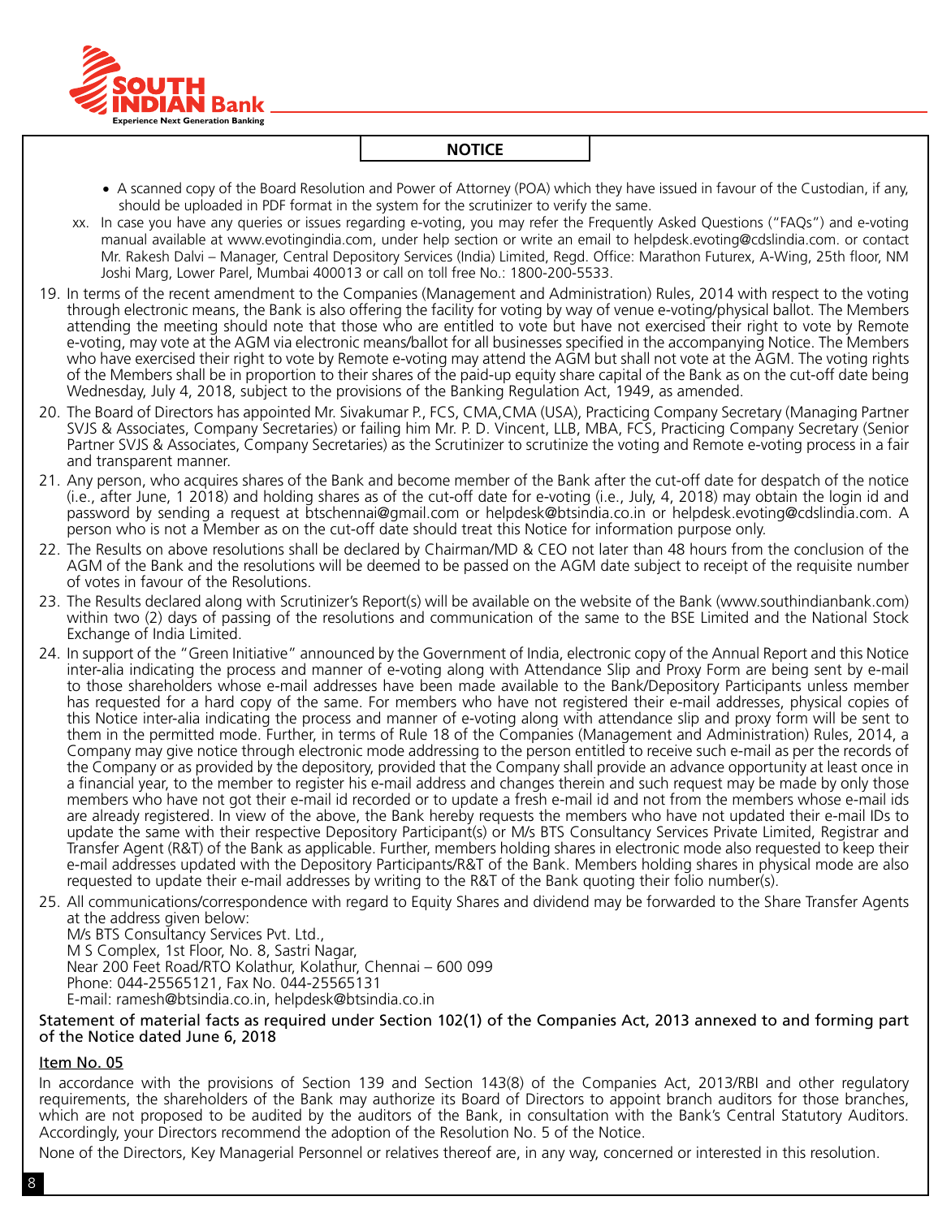## NOTICE

- A scanned copy of the Board Resolution and Power of Attorney (POA) which they have issued in favour of the Custodian, if any, should be uploaded in PDF format in the system for the scrutinizer to verify the same.

xx. In case you have any queries or issues regarding e-voting, you may refer the Frequently Asked Questions ("FAQs") and e-voting manual available at www.evotingindia.com, under help section or write an email to helpdesk.evoting@cdslindia.com. or contact Mr. Rakesh Dalvi – Manager, Central Depository Services (India) Limited, Regd. Office: Marathon Futurex, A-Wing, 25th floor, NM Joshi Marg, Lower Parel, Mumbai 400013 or call on toll free No.: 1800-200-5533.

19. In terms of the recent amendment to the Companies (Management and Administration) Rules, 2014 with respect to the voting through electronic means, the Bank is also offering the facility for voting by way of venue e-voting/physical ballot. The Members attending the meeting should note that those who are entitled to vote but have not exercised their right to vote by Remote e-voting, may vote at the AGM via electronic means/ballot for all businesses specified in the accompanying Notice. The Members who have exercised their right to vote by Remote e-voting may attend the AGM but shall not vote at the AGM. The voting rights of the Members shall be in proportion to their shares of the paid-up equity share capital of the Bank as on the cut-off date being Wednesday, July 4, 2018, subject to the provisions of the Banking Regulation Act, 1949, as amended.

20. The Board of Directors has appointed Mr. Sivakumar P., FCS, CMA,CMA (USA), Practicing Company Secretary (Managing Partner SVJS & Associates, Company Secretaries) or failing him Mr. P. D. Vincent, LLB, MBA, FCS, Practicing Company Secretary (Senior Partner SVJS & Associates, Company Secretaries) as the Scrutinizer to scrutinize the voting and Remote e-voting process in a fair and transparent manner.

21. Any person, who acquires shares of the Bank and become member of the Bank after the cut-off date for despatch of the notice (i.e., after June, 1 2018) and holding shares as of the cut-off date for e-voting (i.e., July, 4, 2018) may obtain the login id and password by sending a request at btschennai@gmail.com or helpdesk@btsindia.co.in or helpdesk.evoting@cdslindia.com. A person who is not a Member as on the cut-off date should treat this Notice for information purpose only.

22. The Results on above resolutions shall be declared by Chairman/MD & CEO not later than 48 hours from the conclusion of the AGM of the Bank and the resolutions will be deemed to be passed on the AGM date subject to receipt of the requisite number of votes in favour of the Resolutions.

23. The Results declared along with Scrutinizer's Report(s) will be available on the website of the Bank (www.southindianbank.com) within two (2) days of passing of the resolutions and communication of the same to the BSE Limited and the National Stock Exchange of India Limited.

24. In support of the "Green Initiative" announced by the Government of India, electronic copy of the Annual Report and this Notice inter-alia indicating the process and manner of e-voting along with Attendance Slip and Proxy Form are being sent by e-mail to those shareholders whose e-mail addresses have been made available to the Bank/Depository Participants unless member has requested for a hard copy of the same. For members who have not registered their e-mail addresses, physical copies of this Notice inter-alia indicating the process and manner of e-voting along with attendance slip and proxy form will be sent to them in the permitted mode. Further, in terms of Rule 18 of the Companies (Management and Administration) Rules, 2014, a Company may give notice through electronic mode addressing to the person entitled to receive such e-mail as per the records of the Company or as provided by the depository, provided that the Company shall provide an advance opportunity at least once in a financial year, to the member to register his e-mail address and changes therein and such request may be made by only those members who have not got their e-mail id recorded or to update a fresh e-mail id and not from the members whose e-mail ids are already registered. In view of the above, the Bank hereby requests the members who have not updated their e-mail IDs to update the same with their respective Depository Participant(s) or M/s BTS Consultancy Services Private Limited, Registrar and Transfer Agent (R&T) of the Bank as applicable. Further, members holding shares in electronic mode also requested to keep their e-mail addresses updated with the Depository Participants/R&T of the Bank. Members holding shares in physical mode are also requested to update their e-mail addresses by writing to the R&T of the Bank quoting their folio number(s).

25. All communications/correspondence with regard to Equity Shares and dividend may be forwarded to the Share Transfer Agents at the address given below:
    M/s BTS Consultancy Services Pvt. Ltd.,
    M S Complex, 1st Floor, No. 8, Sastri Nagar,
    Near 200 Feet Road/RTO Kolathur, Kolathur, Chennai – 600 099
    Phone: 044-25565121, Fax No. 044-25565131
    E-mail: ramesh@btsindia.co.in, helpdesk@btsindia.co.in

**Statement of material facts as required under Section 102(1) of the Companies Act, 2013 annexed to and forming part of the Notice dated June 6, 2018**

**Item No. 05**

In accordance with the provisions of Section 139 and Section 143(8) of the Companies Act, 2013/RBI and other regulatory requirements, the shareholders of the Bank may authorize its Board of Directors to appoint branch auditors for those branches, which are not proposed to be audited by the auditors of the Bank, in consultation with the Bank's Central Statutory Auditors. Accordingly, your Directors recommend the adoption of the Resolution No. 5 of the Notice.

None of the Directors, Key Managerial Personnel or relatives thereof are, in any way, concerned or interested in this resolution.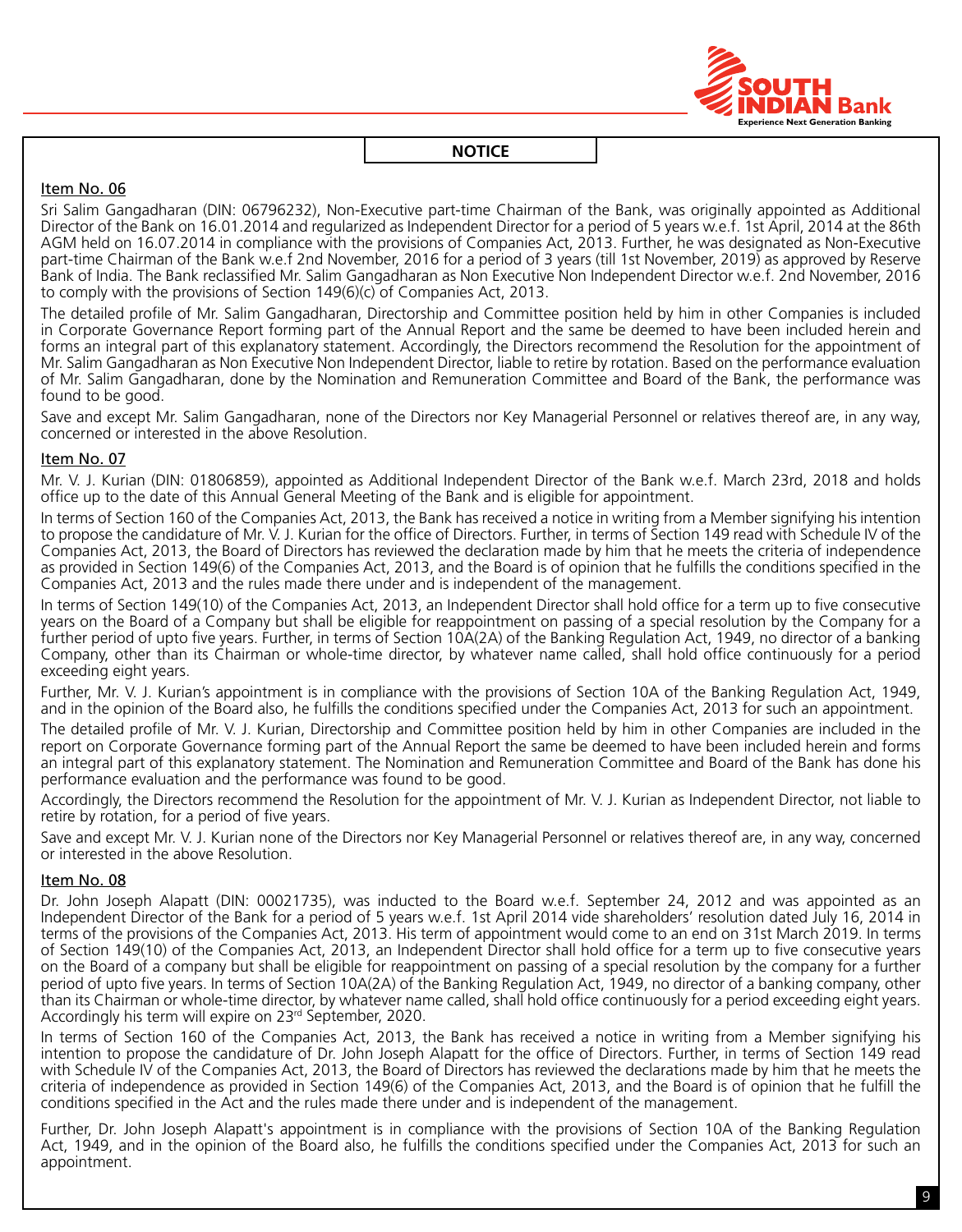## NOTICE

### Item No. 06

Sri Salim Gangadharan (DIN: 06796232), Non-Executive part-time Chairman of the Bank, was originally appointed as Additional Director of the Bank on 16.01.2014 and regularized as Independent Director for a period of 5 years w.e.f. 1st April, 2014 at the 86th AGM held on 16.07.2014 in compliance with the provisions of Companies Act, 2013. Further, he was designated as Non-Executive part-time Chairman of the Bank w.e.f 2nd November, 2016 for a period of 3 years (till 1st November, 2019) as approved by Reserve Bank of India. The Bank reclassified Mr. Salim Gangadharan as Non Executive Non Independent Director w.e.f. 2nd November, 2016 to comply with the provisions of Section 149(6)(c) of Companies Act, 2013.

The detailed profile of Mr. Salim Gangadharan, Directorship and Committee position held by him in other Companies is included in Corporate Governance Report forming part of the Annual Report and the same be deemed to have been included herein and forms an integral part of this explanatory statement. Accordingly, the Directors recommend the Resolution for the appointment of Mr. Salim Gangadharan as Non Executive Non Independent Director, liable to retire by rotation. Based on the performance evaluation of Mr. Salim Gangadharan, done by the Nomination and Remuneration Committee and Board of the Bank, the performance was found to be good.

Save and except Mr. Salim Gangadharan, none of the Directors nor Key Managerial Personnel or relatives thereof are, in any way, concerned or interested in the above Resolution.

### Item No. 07

Mr. V. J. Kurian (DIN: 01806859), appointed as Additional Independent Director of the Bank w.e.f. March 23rd, 2018 and holds office up to the date of this Annual General Meeting of the Bank and is eligible for appointment.

In terms of Section 160 of the Companies Act, 2013, the Bank has received a notice in writing from a Member signifying his intention to propose the candidature of Mr. V. J. Kurian for the office of Directors. Further, in terms of Section 149 read with Schedule IV of the Companies Act, 2013, the Board of Directors has reviewed the declaration made by him that he meets the criteria of independence as provided in Section 149(6) of the Companies Act, 2013, and the Board is of opinion that he fulfills the conditions specified in the Companies Act, 2013 and the rules made there under and is independent of the management.

In terms of Section 149(10) of the Companies Act, 2013, an Independent Director shall hold office for a term up to five consecutive years on the Board of a Company but shall be eligible for reappointment on passing of a special resolution by the Company for a further period of upto five years. Further, in terms of Section 10A(2A) of the Banking Regulation Act, 1949, no director of a banking Company, other than its Chairman or whole-time director, by whatever name called, shall hold office continuously for a period exceeding eight years.

Further, Mr. V. J. Kurian's appointment is in compliance with the provisions of Section 10A of the Banking Regulation Act, 1949, and in the opinion of the Board also, he fulfills the conditions specified under the Companies Act, 2013 for such an appointment.

The detailed profile of Mr. V. J. Kurian, Directorship and Committee position held by him in other Companies are included in the report on Corporate Governance forming part of the Annual Report the same be deemed to have been included herein and forms an integral part of this explanatory statement. The Nomination and Remuneration Committee and Board of the Bank has done his performance evaluation and the performance was found to be good.

Accordingly, the Directors recommend the Resolution for the appointment of Mr. V. J. Kurian as Independent Director, not liable to retire by rotation, for a period of five years.

Save and except Mr. V. J. Kurian none of the Directors nor Key Managerial Personnel or relatives thereof are, in any way, concerned or interested in the above Resolution.

### Item No. 08

Dr. John Joseph Alapatt (DIN: 00021735), was inducted to the Board w.e.f. September 24, 2012 and was appointed as an Independent Director of the Bank for a period of 5 years w.e.f. 1st April 2014 vide shareholders' resolution dated July 16, 2014 in terms of the provisions of the Companies Act, 2013. His term of appointment would come to an end on 31st March 2019. In terms of Section 149(10) of the Companies Act, 2013, an Independent Director shall hold office for a term up to five consecutive years on the Board of a company but shall be eligible for reappointment on passing of a special resolution by the company for a further period of upto five years. In terms of Section 10A(2A) of the Banking Regulation Act, 1949, no director of a banking company, other than its Chairman or whole-time director, by whatever name called, shall hold office continuously for a period exceeding eight years. Accordingly his term will expire on 23rd September, 2020.

In terms of Section 160 of the Companies Act, 2013, the Bank has received a notice in writing from a Member signifying his intention to propose the candidature of Dr. John Joseph Alapatt for the office of Directors. Further, in terms of Section 149 read with Schedule IV of the Companies Act, 2013, the Board of Directors has reviewed the declarations made by him that he meets the criteria of independence as provided in Section 149(6) of the Companies Act, 2013, and the Board is of opinion that he fulfill the conditions specified in the Act and the rules made there under and is independent of the management.

Further, Dr. John Joseph Alapatt's appointment is in compliance with the provisions of Section 10A of the Banking Regulation Act, 1949, and in the opinion of the Board also, he fulfills the conditions specified under the Companies Act, 2013 for such an appointment.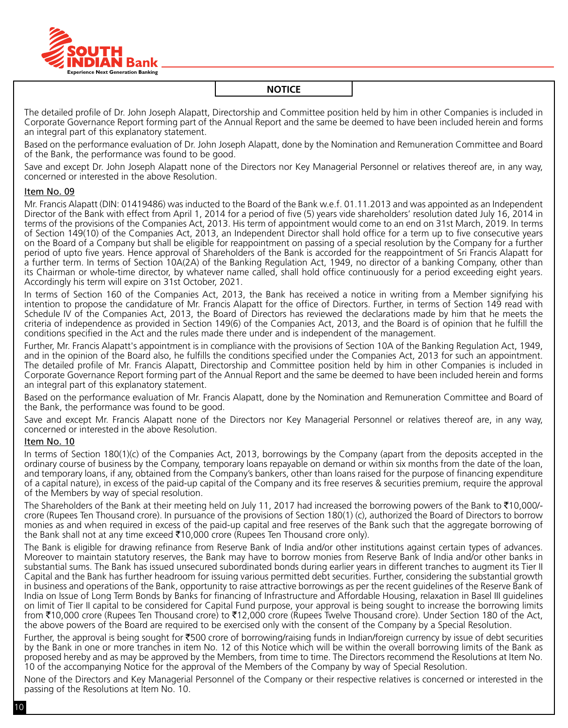## NOTICE

The detailed profile of Dr. John Joseph Alapatt, Directorship and Committee position held by him in other Companies is included in Corporate Governance Report forming part of the Annual Report and the same be deemed to have been included herein and forms an integral part of this explanatory statement.

Based on the performance evaluation of Dr. John Joseph Alapatt, done by the Nomination and Remuneration Committee and Board of the Bank, the performance was found to be good.

Save and except Dr. John Joseph Alapatt none of the Directors nor Key Managerial Personnel or relatives thereof are, in any way, concerned or interested in the above Resolution.

**Item No. 09**

Mr. Francis Alapatt (DIN: 01419486) was inducted to the Board of the Bank w.e.f. 01.11.2013 and was appointed as an Independent Director of the Bank with effect from April 1, 2014 for a period of five (5) years vide shareholders' resolution dated July 16, 2014 in terms of the provisions of the Companies Act, 2013. His term of appointment would come to an end on 31st March, 2019. In terms of Section 149(10) of the Companies Act, 2013, an Independent Director shall hold office for a term up to five consecutive years on the Board of a Company but shall be eligible for reappointment on passing of a special resolution by the Company for a further period of upto five years. Hence approval of Shareholders of the Bank is accorded for the reappointment of Sri Francis Alapatt for a further term. In terms of Section 10A(2A) of the Banking Regulation Act, 1949, no director of a banking Company, other than its Chairman or whole-time director, by whatever name called, shall hold office continuously for a period exceeding eight years. Accordingly his term will expire on 31st October, 2021.

In terms of Section 160 of the Companies Act, 2013, the Bank has received a notice in writing from a Member signifying his intention to propose the candidature of Mr. Francis Alapatt for the office of Directors. Further, in terms of Section 149 read with Schedule IV of the Companies Act, 2013, the Board of Directors has reviewed the declarations made by him that he meets the criteria of independence as provided in Section 149(6) of the Companies Act, 2013, and the Board is of opinion that he fulfill the conditions specified in the Act and the rules made there under and is independent of the management.

Further, Mr. Francis Alapatt's appointment is in compliance with the provisions of Section 10A of the Banking Regulation Act, 1949, and in the opinion of the Board also, he fulfills the conditions specified under the Companies Act, 2013 for such an appointment. The detailed profile of Mr. Francis Alapatt, Directorship and Committee position held by him in other Companies is included in Corporate Governance Report forming part of the Annual Report and the same be deemed to have been included herein and forms an integral part of this explanatory statement.

Based on the performance evaluation of Mr. Francis Alapatt, done by the Nomination and Remuneration Committee and Board of the Bank, the performance was found to be good.

Save and except Mr. Francis Alapatt none of the Directors nor Key Managerial Personnel or relatives thereof are, in any way, concerned or interested in the above Resolution.

**Item No. 10**

In terms of Section 180(1)(c) of the Companies Act, 2013, borrowings by the Company (apart from the deposits accepted in the ordinary course of business by the Company, temporary loans repayable on demand or within six months from the date of the loan, and temporary loans, if any, obtained from the Company's bankers, other than loans raised for the purpose of financing expenditure of a capital nature), in excess of the paid-up capital of the Company and its free reserves & securities premium, require the approval of the Members by way of special resolution.

The Shareholders of the Bank at their meeting held on July 11, 2017 had increased the borrowing powers of the Bank to ₹10,000/- crore (Rupees Ten Thousand crore). In pursuance of the provisions of Section 180(1) (c), authorized the Board of Directors to borrow monies as and when required in excess of the paid-up capital and free reserves of the Bank such that the aggregate borrowing of the Bank shall not at any time exceed ₹10,000 crore (Rupees Ten Thousand crore only).

The Bank is eligible for drawing refinance from Reserve Bank of India and/or other institutions against certain types of advances. Moreover to maintain statutory reserves, the Bank may have to borrow monies from Reserve Bank of India and/or other banks in substantial sums. The Bank has issued unsecured subordinated bonds during earlier years in different tranches to augment its Tier II Capital and the Bank has further headroom for issuing various permitted debt securities. Further, considering the substantial growth in business and operations of the Bank, opportunity to raise attractive borrowings as per the recent guidelines of the Reserve Bank of India on Issue of Long Term Bonds by Banks for financing of Infrastructure and Affordable Housing, relaxation in Basel III guidelines on limit of Tier II capital to be considered for Capital Fund purpose, your approval is being sought to increase the borrowing limits from ₹10,000 crore (Rupees Ten Thousand crore) to ₹12,000 crore (Rupees Twelve Thousand crore). Under Section 180 of the Act, the above powers of the Board are required to be exercised only with the consent of the Company by a Special Resolution.

Further, the approval is being sought for ₹500 crore of borrowing/raising funds in Indian/foreign currency by issue of debt securities by the Bank in one or more tranches in item No. 12 of this Notice which will be within the overall borrowing limits of the Bank as proposed hereby and as may be approved by the Members, from time to time. The Directors recommend the Resolutions at Item No. 10 of the accompanying Notice for the approval of the Members of the Company by way of Special Resolution.

None of the Directors and Key Managerial Personnel of the Company or their respective relatives is concerned or interested in the passing of the Resolutions at Item No. 10.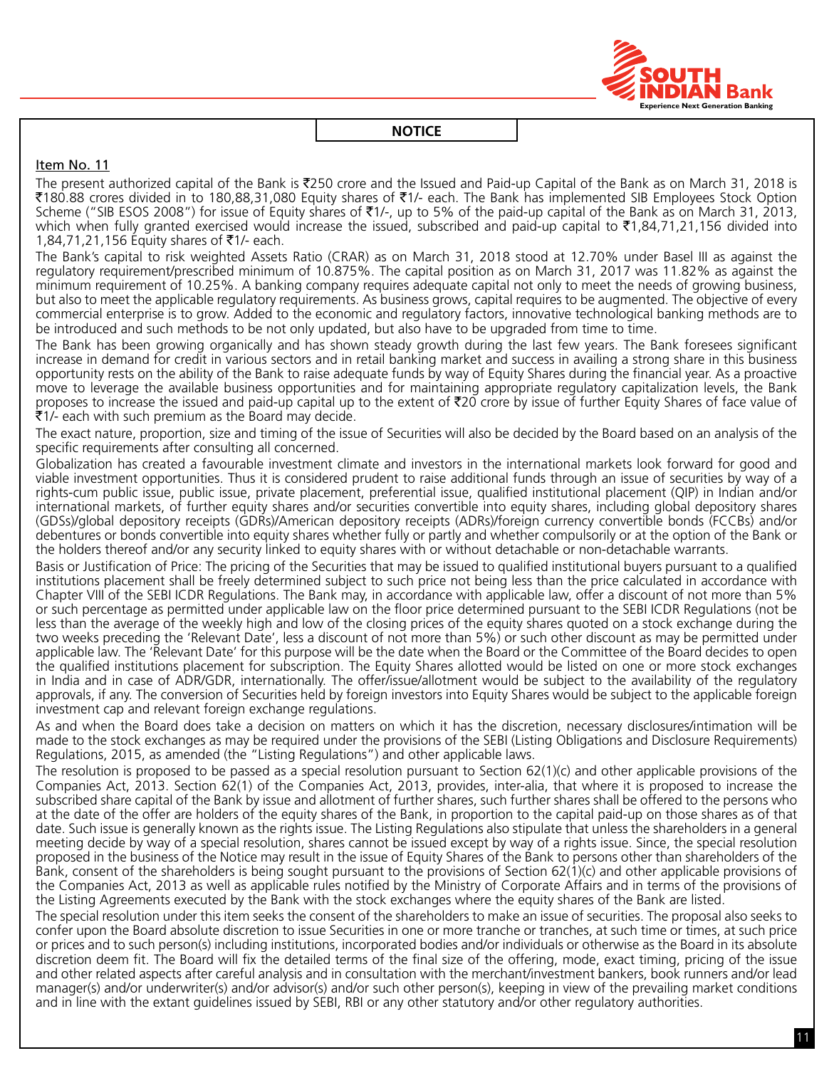## NOTICE

### Item No. 11

The present authorized capital of the Bank is ₹250 crore and the Issued and Paid-up Capital of the Bank as on March 31, 2018 is ₹180.88 crores divided in to 180,88,31,080 Equity shares of ₹1/- each. The Bank has implemented SIB Employees Stock Option Scheme ("SIB ESOS 2008") for issue of Equity shares of ₹1/-, up to 5% of the paid-up capital of the Bank as on March 31, 2013, which when fully granted exercised would increase the issued, subscribed and paid-up capital to ₹1,84,71,21,156 divided into 1,84,71,21,156 Equity shares of ₹1/- each.

The Bank's capital to risk weighted Assets Ratio (CRAR) as on March 31, 2018 stood at 12.70% under Basel III as against the regulatory requirement/prescribed minimum of 10.875%. The capital position as on March 31, 2017 was 11.82% as against the minimum requirement of 10.25%. A banking company requires adequate capital not only to meet the needs of growing business, but also to meet the applicable regulatory requirements. As business grows, capital requires to be augmented. The objective of every commercial enterprise is to grow. Added to the economic and regulatory factors, innovative technological banking methods are to be introduced and such methods to be not only updated, but also have to be upgraded from time to time.

The Bank has been growing organically and has shown steady growth during the last few years. The Bank foresees significant increase in demand for credit in various sectors and in retail banking market and success in availing a strong share in this business opportunity rests on the ability of the Bank to raise adequate funds by way of Equity Shares during the financial year. As a proactive move to leverage the available business opportunities and for maintaining appropriate regulatory capitalization levels, the Bank proposes to increase the issued and paid-up capital up to the extent of ₹20 crore by issue of further Equity Shares of face value of ₹1/- each with such premium as the Board may decide.

The exact nature, proportion, size and timing of the issue of Securities will also be decided by the Board based on an analysis of the specific requirements after consulting all concerned.

Globalization has created a favourable investment climate and investors in the international markets look forward for good and viable investment opportunities. Thus it is considered prudent to raise additional funds through an issue of securities by way of a rights-cum public issue, public issue, private placement, preferential issue, qualified institutional placement (QIP) in Indian and/or international markets, of further equity shares and/or securities convertible into equity shares, including global depository shares (GDSs)/global depository receipts (GDRs)/American depository receipts (ADRs)/foreign currency convertible bonds (FCCBs) and/or debentures or bonds convertible into equity shares whether fully or partly and whether compulsorily or at the option of the Bank or the holders thereof and/or any security linked to equity shares with or without detachable or non-detachable warrants.

Basis or Justification of Price: The pricing of the Securities that may be issued to qualified institutional buyers pursuant to a qualified institutions placement shall be freely determined subject to such price not being less than the price calculated in accordance with Chapter VIII of the SEBI ICDR Regulations. The Bank may, in accordance with applicable law, offer a discount of not more than 5% or such percentage as permitted under applicable law on the floor price determined pursuant to the SEBI ICDR Regulations (not be less than the average of the weekly high and low of the closing prices of the equity shares quoted on a stock exchange during the two weeks preceding the 'Relevant Date', less a discount of not more than 5%) or such other discount as may be permitted under applicable law. The 'Relevant Date' for this purpose will be the date when the Board or the Committee of the Board decides to open the qualified institutions placement for subscription. The Equity Shares allotted would be listed on one or more stock exchanges in India and in case of ADR/GDR, internationally. The offer/issue/allotment would be subject to the availability of the regulatory approvals, if any. The conversion of Securities held by foreign investors into Equity Shares would be subject to the applicable foreign investment cap and relevant foreign exchange regulations.

As and when the Board does take a decision on matters on which it has the discretion, necessary disclosures/intimation will be made to the stock exchanges as may be required under the provisions of the SEBI (Listing Obligations and Disclosure Requirements) Regulations, 2015, as amended (the "Listing Regulations") and other applicable laws.

The resolution is proposed to be passed as a special resolution pursuant to Section 62(1)(c) and other applicable provisions of the Companies Act, 2013. Section 62(1) of the Companies Act, 2013, provides, inter-alia, that where it is proposed to increase the subscribed share capital of the Bank by issue and allotment of further shares, such further shares shall be offered to the persons who at the date of the offer are holders of the equity shares of the Bank, in proportion to the capital paid-up on those shares as of that date. Such issue is generally known as the rights issue. The Listing Regulations also stipulate that unless the shareholders in a general meeting decide by way of a special resolution, shares cannot be issued except by way of a rights issue. Since, the special resolution proposed in the business of the Notice may result in the issue of Equity Shares of the Bank to persons other than shareholders of the Bank, consent of the shareholders is being sought pursuant to the provisions of Section 62(1)(c) and other applicable provisions of the Companies Act, 2013 as well as applicable rules notified by the Ministry of Corporate Affairs and in terms of the provisions of the Listing Agreements executed by the Bank with the stock exchanges where the equity shares of the Bank are listed.

The special resolution under this item seeks the consent of the shareholders to make an issue of securities. The proposal also seeks to confer upon the Board absolute discretion to issue Securities in one or more tranche or tranches, at such time or times, at such price or prices and to such person(s) including institutions, incorporated bodies and/or individuals or otherwise as the Board in its absolute discretion deem fit. The Board will fix the detailed terms of the final size of the offering, mode, exact timing, pricing of the issue and other related aspects after careful analysis and in consultation with the merchant/investment bankers, book runners and/or lead manager(s) and/or underwriter(s) and/or advisor(s) and/or such other person(s), keeping in view of the prevailing market conditions and in line with the extant guidelines issued by SEBI, RBI or any other statutory and/or other regulatory authorities.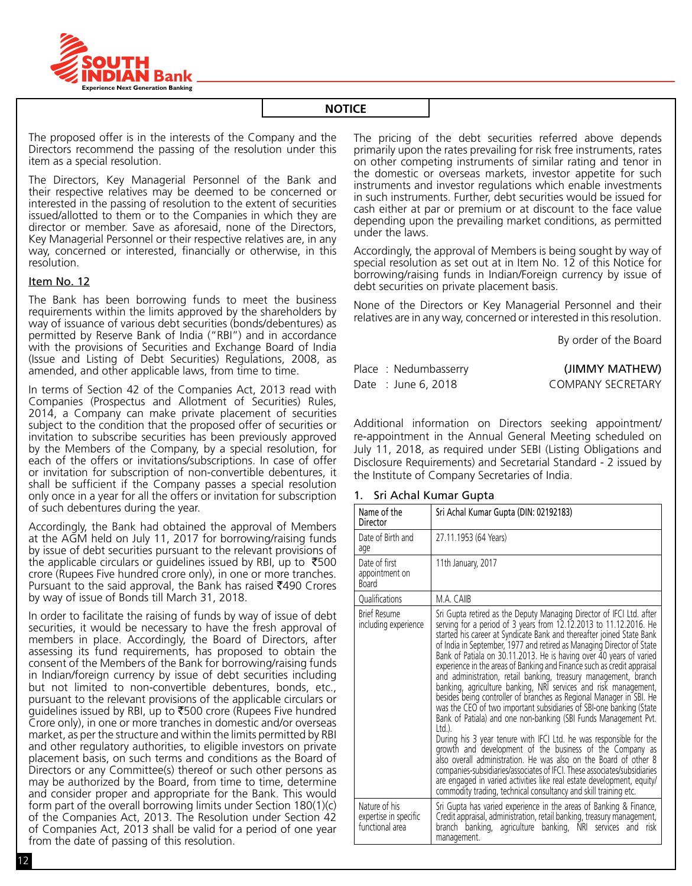## NOTICE

The proposed offer is in the interests of the Company and the Directors recommend the passing of the resolution under this item as a special resolution.

The Directors, Key Managerial Personnel of the Bank and their respective relatives may be deemed to be concerned or interested in the passing of resolution to the extent of securities issued/allotted to them or to the Companies in which they are director or member. Save as aforesaid, none of the Directors, Key Managerial Personnel or their respective relatives are, in any way, concerned or interested, financially or otherwise, in this resolution.

### Item No. 12

The Bank has been borrowing funds to meet the business requirements within the limits approved by the shareholders by way of issuance of various debt securities (bonds/debentures) as permitted by Reserve Bank of India ("RBI") and in accordance with the provisions of Securities and Exchange Board of India (Issue and Listing of Debt Securities) Regulations, 2008, as amended, and other applicable laws, from time to time.

In terms of Section 42 of the Companies Act, 2013 read with Companies (Prospectus and Allotment of Securities) Rules, 2014, a Company can make private placement of securities subject to the condition that the proposed offer of securities or invitation to subscribe securities has been previously approved by the Members of the Company, by a special resolution, for each of the offers or invitations/subscriptions. In case of offer or invitation for subscription of non-convertible debentures, it shall be sufficient if the Company passes a special resolution only once in a year for all the offers or invitation for subscription of such debentures during the year.

Accordingly, the Bank had obtained the approval of Members at the AGM held on July 11, 2017 for borrowing/raising funds by issue of debt securities pursuant to the relevant provisions of the applicable circulars or guidelines issued by RBI, up to ₹500 crore (Rupees Five hundred crore only), in one or more tranches. Pursuant to the said approval, the Bank has raised ₹490 Crores by way of issue of Bonds till March 31, 2018.

In order to facilitate the raising of funds by way of issue of debt securities, it would be necessary to have the fresh approval of members in place. Accordingly, the Board of Directors, after assessing its fund requirements, has proposed to obtain the consent of the Members of the Bank for borrowing/raising funds in Indian/foreign currency by issue of debt securities including but not limited to non-convertible debentures, bonds, etc., pursuant to the relevant provisions of the applicable circulars or guidelines issued by RBI, up to ₹500 crore (Rupees Five hundred Crore only), in one or more tranches in domestic and/or overseas market, as per the structure and within the limits permitted by RBI and other regulatory authorities, to eligible investors on private placement basis, on such terms and conditions as the Board of Directors or any Committee(s) thereof or such other persons as may be authorized by the Board, from time to time, determine and consider proper and appropriate for the Bank. This would form part of the overall borrowing limits under Section 180(1)(c) of the Companies Act, 2013. The Resolution under Section 42 of Companies Act, 2013 shall be valid for a period of one year from the date of passing of this resolution.

The pricing of the debt securities referred above depends primarily upon the rates prevailing for risk free instruments, rates on other competing instruments of similar rating and tenor in the domestic or overseas markets, investor appetite for such instruments and investor regulations which enable investments in such instruments. Further, debt securities would be issued for cash either at par or premium or at discount to the face value depending upon the prevailing market conditions, as permitted under the laws.

Accordingly, the approval of Members is being sought by way of special resolution as set out at in Item No. 12 of this Notice for borrowing/raising funds in Indian/Foreign currency by issue of debt securities on private placement basis.

None of the Directors or Key Managerial Personnel and their relatives are in any way, concerned or interested in this resolution.

By order of the Board

Place : Nedumbasserry
Date : June 6, 2018

**(JIMMY MATHEW)**
COMPANY SECRETARY

Additional information on Directors seeking appointment/re-appointment in the Annual General Meeting scheduled on July 11, 2018, as required under SEBI (Listing Obligations and Disclosure Requirements) and Secretarial Standard - 2 issued by the Institute of Company Secretaries of India.

1. Sri Achal Kumar Gupta

| Name of the Director | Sri Achal Kumar Gupta (DIN: 02192183) |
|---|---|
| Date of Birth and age | 27.11.1953 (64 Years) |
| Date of first appointment on Board | 11th January, 2017 |
| Qualifications | M.A. CAIIB |
| Brief Resume including experience | Sri Gupta retired as the Deputy Managing Director of IFCI Ltd. after serving for a period of 3 years from 12.12.2013 to 11.12.2016. He started his career at Syndicate Bank and thereafter joined State Bank of India in September, 1977 and retired as Managing Director of State Bank of Patiala on 30.11.2013. He is having over 40 years of varied experience in the areas of Banking and Finance such as credit appraisal and administration, retail banking, treasury management, branch banking, agriculture banking, NRI services and risk management, besides being controller of branches as Regional Manager in SBI. He was the CEO of two important subsidiaries of SBI-one banking (State Bank of Patiala) and one non-banking (SBI Funds Management Pvt. Ltd.).<br>During his 3 year tenure with IFCI Ltd. he was responsible for the growth and development of the business of the Company as also overall administration. He was also on the Board of other 8 companies-subsidiaries/associates of IFCI. These associates/subsidiaries are engaged in varied activities like real estate development, equity/commodity trading, technical consultancy and skill training etc. |
| Nature of his expertise in specific functional area | Sri Gupta has varied experience in the areas of Banking & Finance, Credit appraisal, administration, retail banking, treasury management, branch banking, agriculture banking, NRI services and risk management. |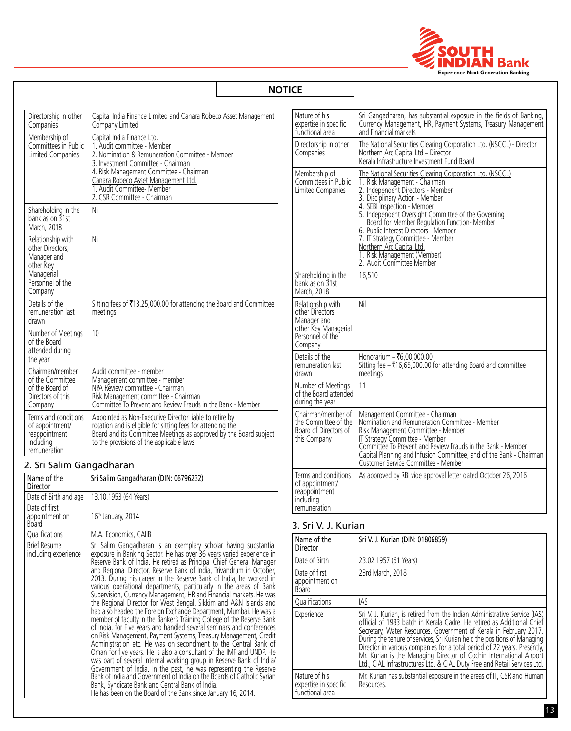## NOTICE

| | |
|---|---|
| Directorship in other Companies | Capital India Finance Limited and Canara Robeco Asset Management Company Limited |
| Membership of Committees in Public Limited Companies | Capital India Finance Ltd.<br>1. Audit committee - Member<br>2. Nomination & Remuneration Committee - Member<br>3. Investment Committee - Chairman<br>4. Risk Management Committee - Chairman<br>Canara Robeco Asset Management Ltd.<br>1. Audit Committee- Member<br>2. CSR Committee - Chairman |
| Shareholding in the bank as on 31st March, 2018 | Nil |
| Relationship with other Directors, Manager and other Key Managerial Personnel of the Company | Nil |
| Details of the remuneration last drawn | Sitting fees of ₹13,25,000.00 for attending the Board and Committee meetings |
| Number of Meetings of the Board attended during the year | 10 |
| Chairman/member of the Committee of the Board of Directors of this Company | Audit committee - member<br>Management committee - member<br>NPA Review committee - Chairman<br>Risk Management committee - Chairman<br>Committee To Prevent and Review Frauds in the Bank - Member |
| Terms and conditions of appointment/ reappointment including remuneration | Appointed as Non-Executive Director liable to retire by rotation and is eligible for sitting fees for attending the Board and its Committee Meetings as approved by the Board subject to the provisions of the applicable laws |

### 2. Sri Salim Gangadharan

| Name of the Director | Sri Salim Gangadharan (DIN: 06796232) |
|---|---|
| Date of Birth and age | 13.10.1953 (64 Years) |
| Date of first appointment on Board | 16th January, 2014 |
| Qualifications | M.A. Economics, CAIIB |
| Brief Resume including experience | Sri Salim Gangadharan is an exemplary scholar having substantial exposure in Banking Sector. He has over 36 years varied experience in Reserve Bank of India. He retired as Principal Chief General Manager and Regional Director, Reserve Bank of India, Trivandrum in October, 2013. During his career in the Reserve Bank of India, he worked in various operational departments, particularly in the areas of Bank Supervision, Currency Management, HR and Financial markets. He was the Regional Director for West Bengal, Sikkim and A&N Islands and had also headed the Foreign Exchange Department, Mumbai. He was a member of faculty in the Banker's Training College of the Reserve Bank of India, for Five years and handled several seminars and conferences on Risk Management, Payment Systems, Treasury Management, Credit Administration etc. He was on secondment to the Central Bank of Oman for five years. He is also a consultant of the IMF and UNDP. He was part of several internal working group in Reserve Bank of India/ Government of India. In the past, he was representing the Reserve Bank of India and Government of India on the Boards of Catholic Syrian Bank, Syndicate Bank and Central Bank of India.<br>He has been on the Board of the Bank since January 16, 2014. |
| Nature of his expertise in specific functional area | Sri Gangadharan, has substantial exposure in the fields of Banking, Currency Management, HR, Payment Systems, Treasury Management and Financial markets |
| Directorship in other Companies | The National Securities Clearing Corporation Ltd. (NSCCL) - Director<br>Northern Arc Capital Ltd – Director<br>Kerala Infrastructure Investment Fund Board |
| Membership of Committees in Public Limited Companies | The National Securities Clearing Corporation Ltd. (NSCCL)<br>1. Risk Management - Chairman<br>2. Independent Directors - Member<br>3. Disciplinary Action - Member<br>4. SEBI Inspection - Member<br>5. Independent Oversight Committee of the Governing Board for Member Regulation Function- Member<br>6. Public Interest Directors - Member<br>7. IT Strategy Committee - Member<br>Northern Arc Capital Ltd.<br>1. Risk Management (Member)<br>2. Audit Committee Member |
| Shareholding in the bank as on 31st March, 2018 | 16,510 |
| Relationship with other Directors, Manager and other Key Managerial Personnel of the Company | Nil |
| Details of the remuneration last drawn | Honorarium – ₹6,00,000.00<br>Sitting fee – ₹16,65,000.00 for attending Board and committee meetings |
| Number of Meetings of the Board attended during the year | 11 |
| Chairman/member of the Committee of the Board of Directors of this Company | Management Committee - Chairman<br>Nomination and Remuneration Committee - Member<br>Risk Management Committee - Member<br>IT Strategy Committee - Member<br>Committee To Prevent and Review Frauds in the Bank - Member<br>Capital Planning and Infusion Committee, and of the Bank - Chairman<br>Customer Service Committee - Member |
| Terms and conditions of appointment/ reappointment including remuneration | As approved by RBI vide approval letter dated October 26, 2016 |

### 3. Sri V. J. Kurian

| Name of the Director | Sri V. J. Kurian (DIN: 01806859) |
|---|---|
| Date of Birth | 23.02.1957 (61 Years) |
| Date of first appointment on Board | 23rd March, 2018 |
| Qualifications | IAS |
| Experience | Sri V. J. Kurian, is retired from the Indian Administrative Service (IAS) official of 1983 batch in Kerala Cadre. He retired as Additional Chief Secretary, Water Resources. Government of Kerala in February 2017. During the tenure of services, Sri Kurian held the positions of Managing Director in various companies for a total period of 22 years. Presently, Mr. Kurian is the Managing Director of Cochin International Airport Ltd., CIAL Infrastructures Ltd. & CIAL Duty Free and Retail Services Ltd. |
| Nature of his expertise in specific functional area | Mr. Kurian has substantial exposure in the areas of IT, CSR and Human Resources. |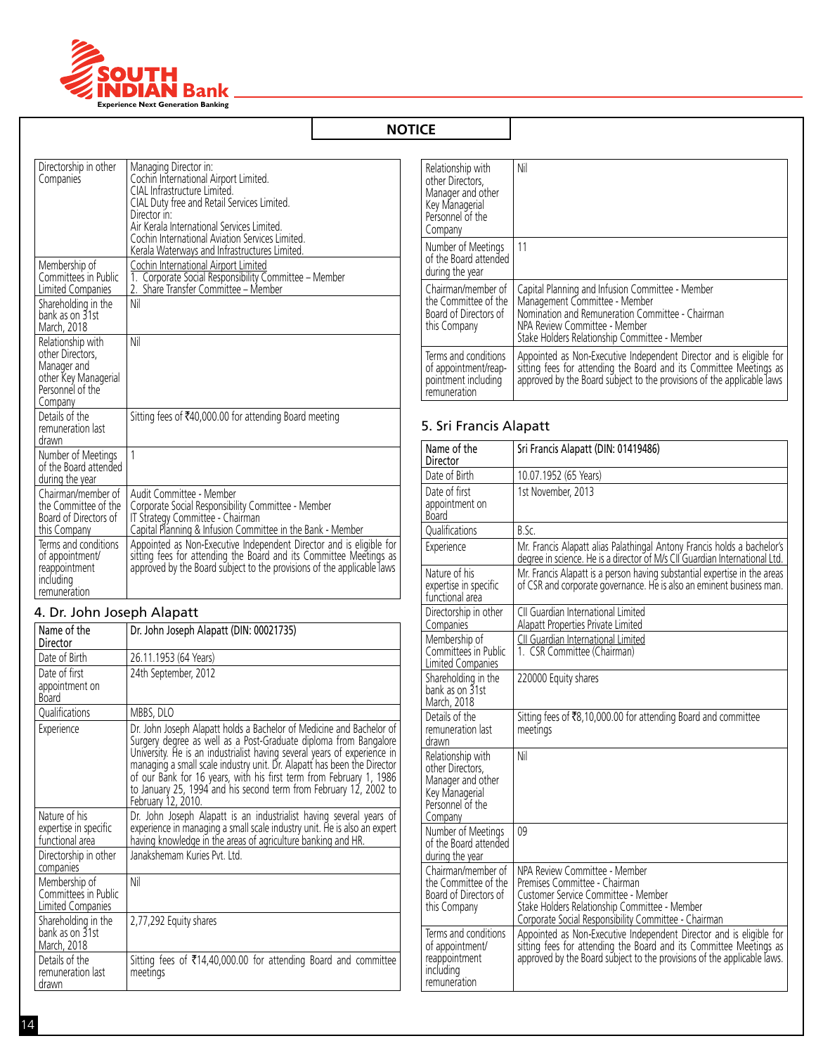## NOTICE

| | |
|---|---|
| Directorship in other Companies | Managing Director in:<br>Cochin International Airport Limited.<br>CIAL Infrastructure Limited.<br>CIAL Duty free and Retail Services Limited.<br>Director in:<br>Air Kerala International Services Limited.<br>Cochin International Aviation Services Limited.<br>Kerala Waterways and Infrastructures Limited. |
| Membership of Committees in Public Limited Companies | Cochin International Airport Limited<br>1. Corporate Social Responsibility Committee – Member<br>2. Share Transfer Committee – Member |
| Shareholding in the bank as on 31st March, 2018 | Nil |
| Relationship with other Directors, Manager and other Key Managerial Personnel of the Company | Nil |
| Details of the remuneration last drawn | Sitting fees of ₹40,000.00 for attending Board meeting |
| Number of Meetings of the Board attended during the year | 1 |
| Chairman/member of the Committee of the Board of Directors of this Company | Audit Committee - Member<br>Corporate Social Responsibility Committee - Member<br>IT Strategy Committee - Chairman<br>Capital Planning & Infusion Committee in the Bank - Member |
| Terms and conditions of appointment/ reappointment including remuneration | Appointed as Non-Executive Independent Director and is eligible for sitting fees for attending the Board and its Committee Meetings as approved by the Board subject to the provisions of the applicable laws |

### 4. Dr. John Joseph Alapatt

| Name of the Director | Dr. John Joseph Alapatt (DIN: 00021735) |
|---|---|
| Date of Birth | 26.11.1953 (64 Years) |
| Date of first appointment on Board | 24th September, 2012 |
| Qualifications | MBBS, DLO |
| Experience | Dr. John Joseph Alapatt holds a Bachelor of Medicine and Bachelor of Surgery degree as well as a Post-Graduate diploma from Bangalore University. He is an industrialist having several years of experience in managing a small scale industry unit. Dr. Alapatt has been the Director of our Bank for 16 years, with his first term from February 1, 1986 to January 25, 1994 and his second term from February 12, 2002 to February 12, 2010. |
| Nature of his expertise in specific functional area | Dr. John Joseph Alapatt is an industrialist having several years of experience in managing a small scale industry unit. He is also an expert having knowledge in the areas of agriculture banking and HR. |
| Directorship in other companies | Janakshemam Kuries Pvt. Ltd. |
| Membership of Committees in Public Limited Companies | Nil |
| Shareholding in the bank as on 31st March, 2018 | 2,77,292 Equity shares |
| Details of the remuneration last drawn | Sitting fees of ₹14,40,000.00 for attending Board and committee meetings |
| Relationship with other Directors, Manager and other Key Managerial Personnel of the Company | Nil |
| Number of Meetings of the Board attended during the year | 11 |
| Chairman/member of the Committee of the Board of Directors of this Company | Capital Planning and Infusion Committee - Member<br>Management Committee - Member<br>Nomination and Remuneration Committee - Chairman<br>NPA Review Committee - Member<br>Stake Holders Relationship Committee - Member |
| Terms and conditions of appointment/reappointment including remuneration | Appointed as Non-Executive Independent Director and is eligible for sitting fees for attending the Board and its Committee Meetings as approved by the Board subject to the provisions of the applicable laws |

### 5. Sri Francis Alapatt

| Name of the Director | Sri Francis Alapatt (DIN: 01419486) |
|---|---|
| Date of Birth | 10.07.1952 (65 Years) |
| Date of first appointment on Board | 1st November, 2013 |
| Qualifications | B.Sc. |
| Experience | Mr. Francis Alapatt alias Palathingal Antony Francis holds a bachelor's degree in science. He is a director of M/s CII Guardian International Ltd. |
| Nature of his expertise in specific functional area | Mr. Francis Alapatt is a person having substantial expertise in the areas of CSR and corporate governance. He is also an eminent business man. |
| Directorship in other Companies | CII Guardian International Limited<br>Alapatt Properties Private Limited |
| Membership of Committees in Public Limited Companies | CII Guardian International Limited<br>1. CSR Committee (Chairman) |
| Shareholding in the bank as on 31st March, 2018 | 220000 Equity shares |
| Details of the remuneration last drawn | Sitting fees of ₹8,10,000.00 for attending Board and committee meetings |
| Relationship with other Directors, Manager and other Key Managerial Personnel of the Company | Nil |
| Number of Meetings of the Board attended during the year | 09 |
| Chairman/member of the Committee of the Board of Directors of this Company | NPA Review Committee - Member<br>Premises Committee - Chairman<br>Customer Service Committee - Member<br>Stake Holders Relationship Committee - Member<br>Corporate Social Responsibility Committee - Chairman |
| Terms and conditions of appointment/ reappointment including remuneration | Appointed as Non-Executive Independent Director and is eligible for sitting fees for attending the Board and its Committee Meetings as approved by the Board subject to the provisions of the applicable laws. |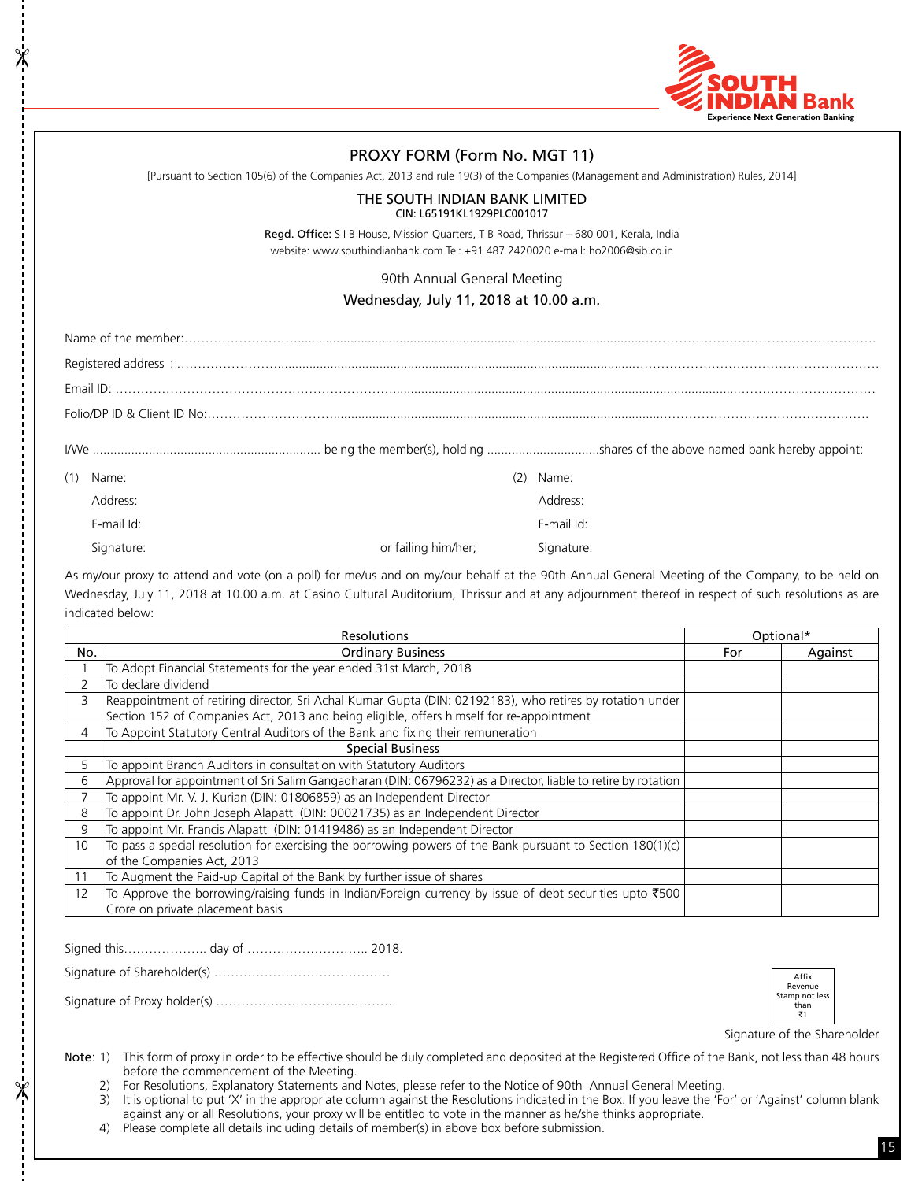SOUTH INDIAN Bank
Experience Next Generation Banking

# PROXY FORM (Form No. MGT 11)

[Pursuant to Section 105(6) of the Companies Act, 2013 and rule 19(3) of the Companies (Management and Administration) Rules, 2014]

## THE SOUTH INDIAN BANK LIMITED

CIN: L65191KL1929PLC001017

**Regd. Office:** S I B House, Mission Quarters, T B Road, Thrissur – 680 001, Kerala, India
website: www.southindianbank.com Tel: +91 487 2420020 e-mail: ho2006@sib.co.in

90th Annual General Meeting

Wednesday, July 11, 2018 at 10.00 a.m.

Name of the member:…………………………………………………………………………………………………………

Registered address :…………………………………………………………………………………………………………

Email ID: ………………………………………………………………………………………………………………………

Folio/DP ID & Client ID No:…………………………………………………………………………………………………

I/We ................................................................ being the member(s), holding ................................shares of the above named bank hereby appoint:

(1) Name:
Address:
E-mail Id:
Signature: or failing him/her;

(2) Name:
Address:
E-mail Id:
Signature:

As my/our proxy to attend and vote (on a poll) for me/us and on my/our behalf at the 90th Annual General Meeting of the Company, to be held on Wednesday, July 11, 2018 at 10.00 a.m. at Casino Cultural Auditorium, Thrissur and at any adjournment thereof in respect of such resolutions as are indicated below:

| | Resolutions | Optional* | |
|---|---|---|---|
| No. | Ordinary Business | For | Against |
| 1 | To Adopt Financial Statements for the year ended 31st March, 2018 | | |
| 2 | To declare dividend | | |
| 3 | Reappointment of retiring director, Sri Achal Kumar Gupta (DIN: 02192183), who retires by rotation under Section 152 of Companies Act, 2013 and being eligible, offers himself for re-appointment | | |
| 4 | To Appoint Statutory Central Auditors of the Bank and fixing their remuneration | | |
| | Special Business | | |
| 5 | To appoint Branch Auditors in consultation with Statutory Auditors | | |
| 6 | Approval for appointment of Sri Salim Gangadharan (DIN: 06796232) as a Director, liable to retire by rotation | | |
| 7 | To appoint Mr. V. J. Kurian (DIN: 01806859) as an Independent Director | | |
| 8 | To appoint Dr. John Joseph Alapatt (DIN: 00021735) as an Independent Director | | |
| 9 | To appoint Mr. Francis Alapatt (DIN: 01419486) as an Independent Director | | |
| 10 | To pass a special resolution for exercising the borrowing powers of the Bank pursuant to Section 180(1)(c) of the Companies Act, 2013 | | |
| 11 | To Augment the Paid-up Capital of the Bank by further issue of shares | | |
| 12 | To Approve the borrowing/raising funds in Indian/Foreign currency by issue of debt securities upto ₹500 Crore on private placement basis | | |

Signed this……………….. day of ……………………….. 2018.

Signature of Shareholder(s) ……………………………………

Signature of Proxy holder(s) ……………………………………

Affix Revenue Stamp not less than ₹1

Signature of the Shareholder

Note:
1) This form of proxy in order to be effective should be duly completed and deposited at the Registered Office of the Bank, not less than 48 hours before the commencement of the Meeting.
2) For Resolutions, Explanatory Statements and Notes, please refer to the Notice of 90th Annual General Meeting.
3) It is optional to put 'X' in the appropriate column against the Resolutions indicated in the Box. If you leave the 'For' or 'Against' column blank against any or all Resolutions, your proxy will be entitled to vote in the manner as he/she thinks appropriate.
4) Please complete all details including details of member(s) in above box before submission.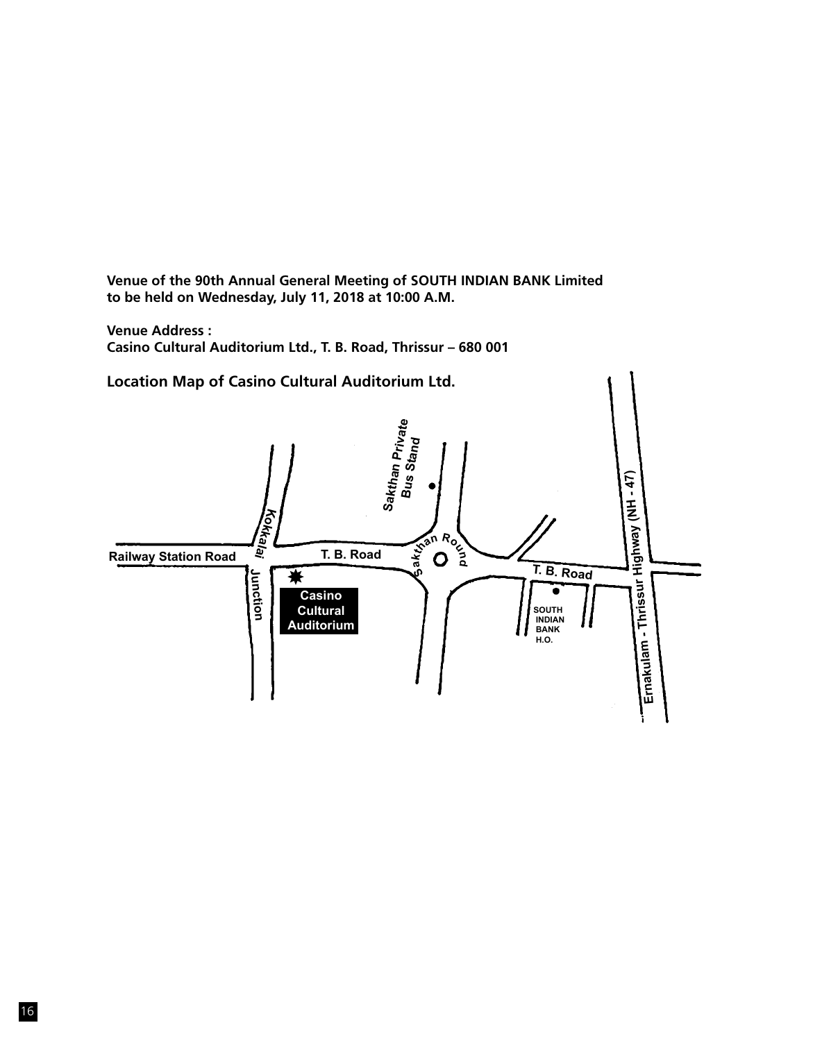**Venue of the 90th Annual General Meeting of SOUTH INDIAN BANK Limited to be held on Wednesday, July 11, 2018 at 10:00 A.M.**

**Venue Address :**
**Casino Cultural Auditorium Ltd., T. B. Road, Thrissur – 680 001**

**Location Map of Casino Cultural Auditorium Ltd.**

Sakthan Private Bus Stand

Kokkalai Junction

Railway Station Road

T. B. Road

Sakthan Round

T. B. Road

Casino Cultural Auditorium

SOUTH INDIAN BANK H.O.

Ernakulam - Thrissur Highway (NH - 47)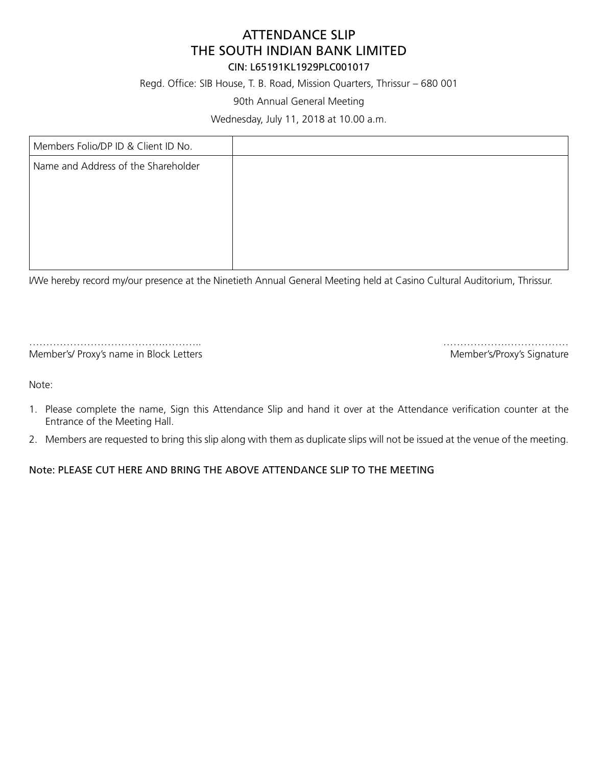# ATTENDANCE SLIP
# THE SOUTH INDIAN BANK LIMITED

**CIN: L65191KL1929PLC001017**

Regd. Office: SIB House, T. B. Road, Mission Quarters, Thrissur – 680 001

90th Annual General Meeting

Wednesday, July 11, 2018 at 10.00 a.m.

| | |
|---|---|
| Members Folio/DP ID & Client ID No. | |
| Name and Address of the Shareholder | |

I/We hereby record my/our presence at the Ninetieth Annual General Meeting held at Casino Cultural Auditorium, Thrissur.

…………………………………………..
Member's/ Proxy's name in Block Letters

………………………………
Member's/Proxy's Signature

Note:

1. Please complete the name, Sign this Attendance Slip and hand it over at the Attendance verification counter at the Entrance of the Meeting Hall.
2. Members are requested to bring this slip along with them as duplicate slips will not be issued at the venue of the meeting.

Note: PLEASE CUT HERE AND BRING THE ABOVE ATTENDANCE SLIP TO THE MEETING